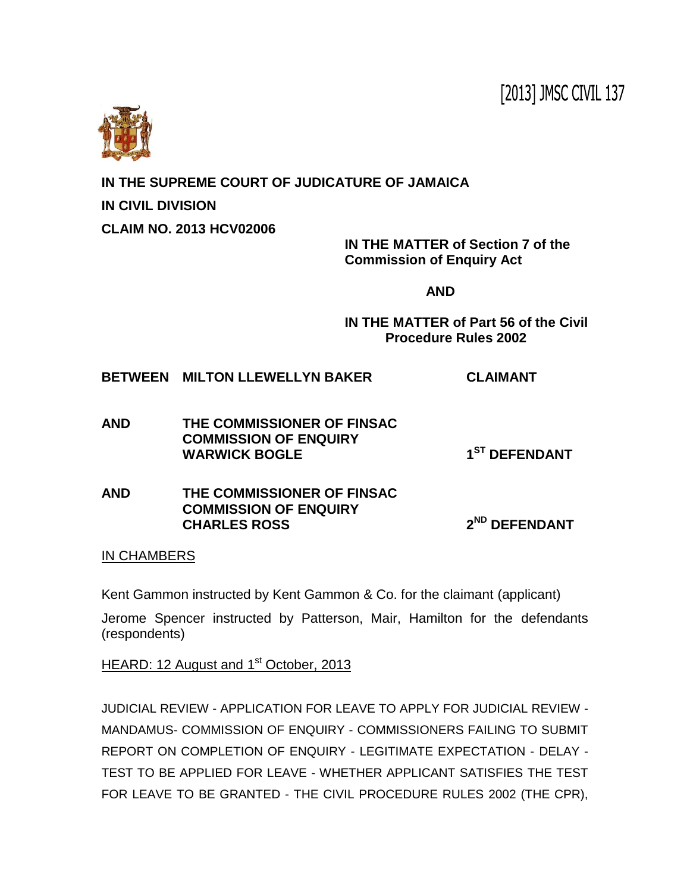[2013] JMSC CIVIL 137

**IN THE SUPREME COURT OF JUDICATURE OF JAMAICA**

**IN CIVIL DIVISION**

**CLAIM NO. 2013 HCV02006**

**IN THE MATTER of Section 7 of the Commission of Enquiry Act**

**AND**

**IN THE MATTER of Part 56 of the Civil Procedure Rules 2002**

| | | |
|---|---|---|
| **BETWEEN** | **MILTON LLEWELLYN BAKER** | **CLAIMANT** |
| **AND** | **THE COMMISSIONER OF FINSAC COMMISSION OF ENQUIRY WARWICK BOGLE** | **1ST DEFENDANT** |
| **AND** | **THE COMMISSIONER OF FINSAC COMMISSION OF ENQUIRY CHARLES ROSS** | **2ND DEFENDANT** |

IN CHAMBERS

Kent Gammon instructed by Kent Gammon & Co. for the claimant (applicant)

Jerome Spencer instructed by Patterson, Mair, Hamilton for the defendants (respondents)

HEARD: 12 August and 1st October, 2013

JUDICIAL REVIEW - APPLICATION FOR LEAVE TO APPLY FOR JUDICIAL REVIEW - MANDAMUS- COMMISSION OF ENQUIRY - COMMISSIONERS FAILING TO SUBMIT REPORT ON COMPLETION OF ENQUIRY - LEGITIMATE EXPECTATION - DELAY - TEST TO BE APPLIED FOR LEAVE - WHETHER APPLICANT SATISFIES THE TEST FOR LEAVE TO BE GRANTED - THE CIVIL PROCEDURE RULES 2002 (THE CPR),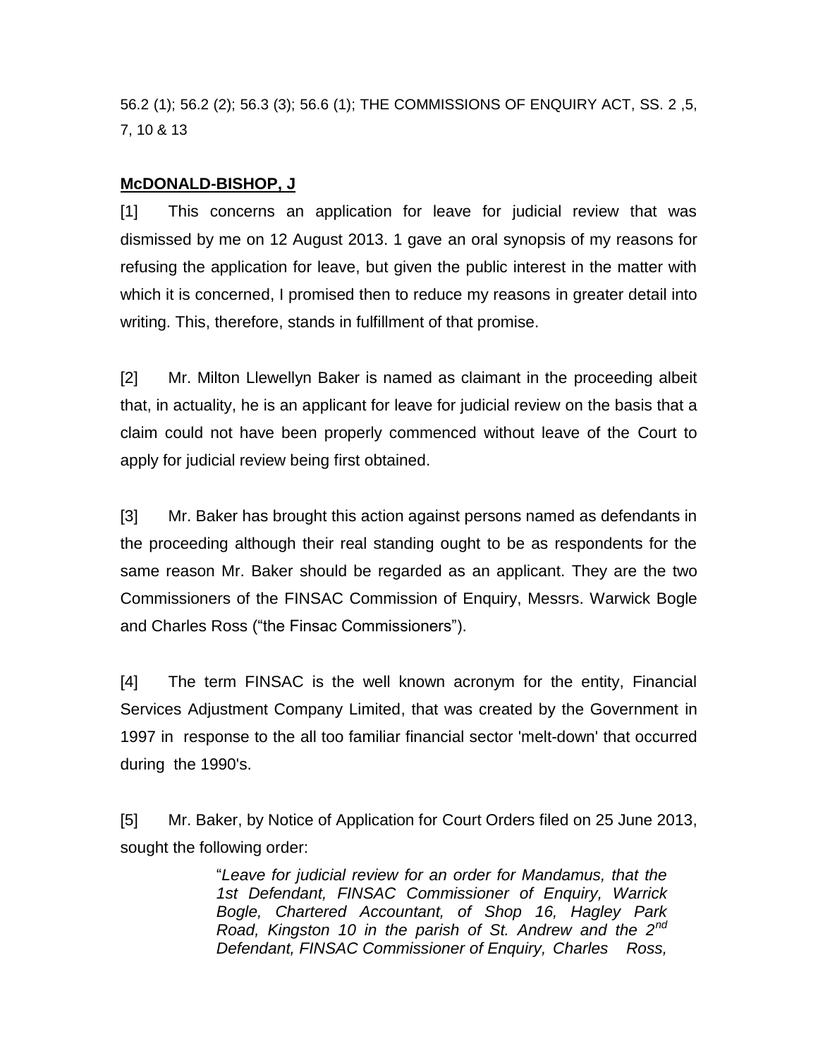56.2 (1); 56.2 (2); 56.3 (3); 56.6 (1); THE COMMISSIONS OF ENQUIRY ACT, SS. 2 ,5, 7, 10 & 13

**McDONALD-BISHOP, J**

[1] This concerns an application for leave for judicial review that was dismissed by me on 12 August 2013. 1 gave an oral synopsis of my reasons for refusing the application for leave, but given the public interest in the matter with which it is concerned, I promised then to reduce my reasons in greater detail into writing. This, therefore, stands in fulfillment of that promise.

[2] Mr. Milton Llewellyn Baker is named as claimant in the proceeding albeit that, in actuality, he is an applicant for leave for judicial review on the basis that a claim could not have been properly commenced without leave of the Court to apply for judicial review being first obtained.

[3] Mr. Baker has brought this action against persons named as defendants in the proceeding although their real standing ought to be as respondents for the same reason Mr. Baker should be regarded as an applicant. They are the two Commissioners of the FINSAC Commission of Enquiry, Messrs. Warwick Bogle and Charles Ross ("the Finsac Commissioners").

[4] The term FINSAC is the well known acronym for the entity, Financial Services Adjustment Company Limited, that was created by the Government in 1997 in response to the all too familiar financial sector 'melt-down' that occurred during the 1990's.

[5] Mr. Baker, by Notice of Application for Court Orders filed on 25 June 2013, sought the following order:

> "*Leave for judicial review for an order for Mandamus, that the 1st Defendant, FINSAC Commissioner of Enquiry, Warrick Bogle, Chartered Accountant, of Shop 16, Hagley Park Road, Kingston 10 in the parish of St. Andrew and the 2nd Defendant, FINSAC Commissioner of Enquiry, Charles Ross,*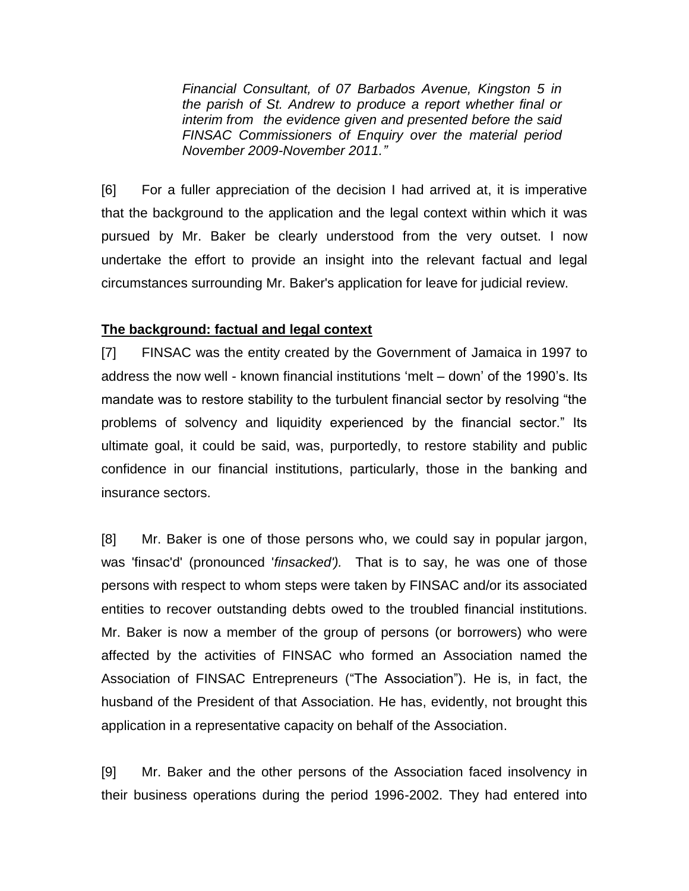> *Financial Consultant, of 07 Barbados Avenue, Kingston 5 in the parish of St. Andrew to produce a report whether final or interim from the evidence given and presented before the said FINSAC Commissioners of Enquiry over the material period November 2009-November 2011."*

[6] For a fuller appreciation of the decision I had arrived at, it is imperative that the background to the application and the legal context within which it was pursued by Mr. Baker be clearly understood from the very outset. I now undertake the effort to provide an insight into the relevant factual and legal circumstances surrounding Mr. Baker's application for leave for judicial review.

**<u>The background: factual and legal context</u>**

[7] FINSAC was the entity created by the Government of Jamaica in 1997 to address the now well - known financial institutions 'melt – down' of the 1990's. Its mandate was to restore stability to the turbulent financial sector by resolving "the problems of solvency and liquidity experienced by the financial sector." Its ultimate goal, it could be said, was, purportedly, to restore stability and public confidence in our financial institutions, particularly, those in the banking and insurance sectors.

[8] Mr. Baker is one of those persons who, we could say in popular jargon, was 'finsac'd' (pronounced '*finsacked'*). That is to say, he was one of those persons with respect to whom steps were taken by FINSAC and/or its associated entities to recover outstanding debts owed to the troubled financial institutions. Mr. Baker is now a member of the group of persons (or borrowers) who were affected by the activities of FINSAC who formed an Association named the Association of FINSAC Entrepreneurs ("The Association"). He is, in fact, the husband of the President of that Association. He has, evidently, not brought this application in a representative capacity on behalf of the Association.

[9] Mr. Baker and the other persons of the Association faced insolvency in their business operations during the period 1996-2002. They had entered into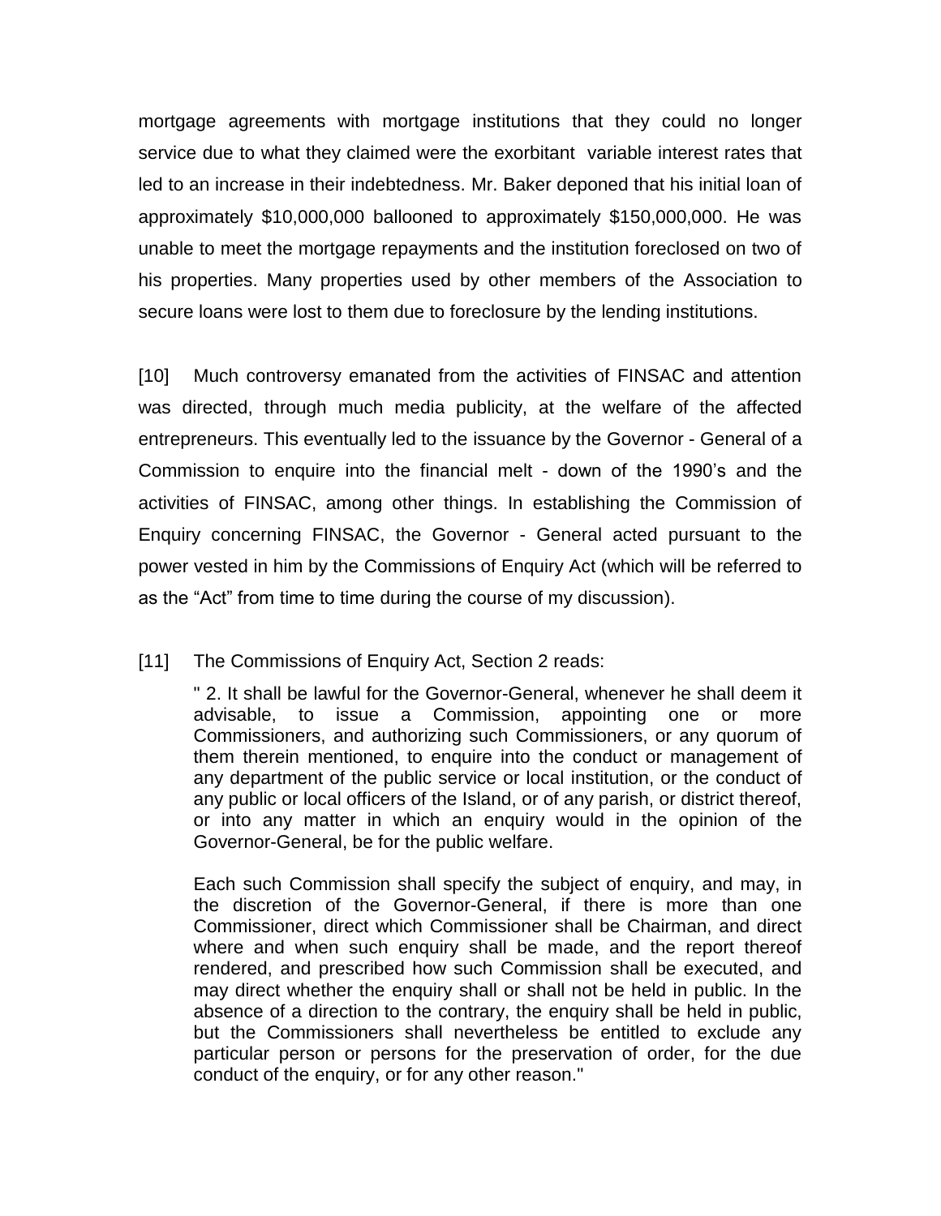mortgage agreements with mortgage institutions that they could no longer service due to what they claimed were the exorbitant variable interest rates that led to an increase in their indebtedness. Mr. Baker deponed that his initial loan of approximately $10,000,000 ballooned to approximately $150,000,000. He was unable to meet the mortgage repayments and the institution foreclosed on two of his properties. Many properties used by other members of the Association to secure loans were lost to them due to foreclosure by the lending institutions.

[10] Much controversy emanated from the activities of FINSAC and attention was directed, through much media publicity, at the welfare of the affected entrepreneurs. This eventually led to the issuance by the Governor - General of a Commission to enquire into the financial melt - down of the 1990's and the activities of FINSAC, among other things. In establishing the Commission of Enquiry concerning FINSAC, the Governor - General acted pursuant to the power vested in him by the Commissions of Enquiry Act (which will be referred to as the "Act" from time to time during the course of my discussion).

[11] The Commissions of Enquiry Act, Section 2 reads:

> " 2. It shall be lawful for the Governor-General, whenever he shall deem it advisable, to issue a Commission, appointing one or more Commissioners, and authorizing such Commissioners, or any quorum of them therein mentioned, to enquire into the conduct or management of any department of the public service or local institution, or the conduct of any public or local officers of the Island, or of any parish, or district thereof, or into any matter in which an enquiry would in the opinion of the Governor-General, be for the public welfare.
>
> Each such Commission shall specify the subject of enquiry, and may, in the discretion of the Governor-General, if there is more than one Commissioner, direct which Commissioner shall be Chairman, and direct where and when such enquiry shall be made, and the report thereof rendered, and prescribed how such Commission shall be executed, and may direct whether the enquiry shall or shall not be held in public. In the absence of a direction to the contrary, the enquiry shall be held in public, but the Commissioners shall nevertheless be entitled to exclude any particular person or persons for the preservation of order, for the due conduct of the enquiry, or for any other reason."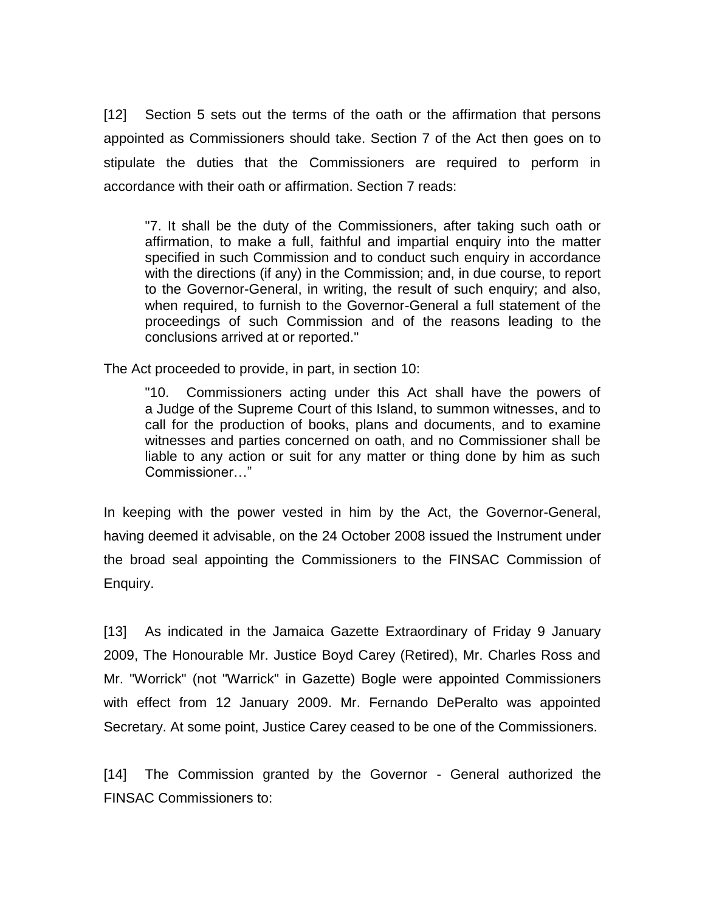[12] Section 5 sets out the terms of the oath or the affirmation that persons appointed as Commissioners should take. Section 7 of the Act then goes on to stipulate the duties that the Commissioners are required to perform in accordance with their oath or affirmation. Section 7 reads:

> "7. It shall be the duty of the Commissioners, after taking such oath or affirmation, to make a full, faithful and impartial enquiry into the matter specified in such Commission and to conduct such enquiry in accordance with the directions (if any) in the Commission; and, in due course, to report to the Governor-General, in writing, the result of such enquiry; and also, when required, to furnish to the Governor-General a full statement of the proceedings of such Commission and of the reasons leading to the conclusions arrived at or reported."

The Act proceeded to provide, in part, in section 10:

> "10. Commissioners acting under this Act shall have the powers of a Judge of the Supreme Court of this Island, to summon witnesses, and to call for the production of books, plans and documents, and to examine witnesses and parties concerned on oath, and no Commissioner shall be liable to any action or suit for any matter or thing done by him as such Commissioner…"

In keeping with the power vested in him by the Act, the Governor-General, having deemed it advisable, on the 24 October 2008 issued the Instrument under the broad seal appointing the Commissioners to the FINSAC Commission of Enquiry.

[13] As indicated in the Jamaica Gazette Extraordinary of Friday 9 January 2009, The Honourable Mr. Justice Boyd Carey (Retired), Mr. Charles Ross and Mr. "Worrick" (not "Warrick" in Gazette) Bogle were appointed Commissioners with effect from 12 January 2009. Mr. Fernando DePeralto was appointed Secretary. At some point, Justice Carey ceased to be one of the Commissioners.

[14] The Commission granted by the Governor - General authorized the FINSAC Commissioners to: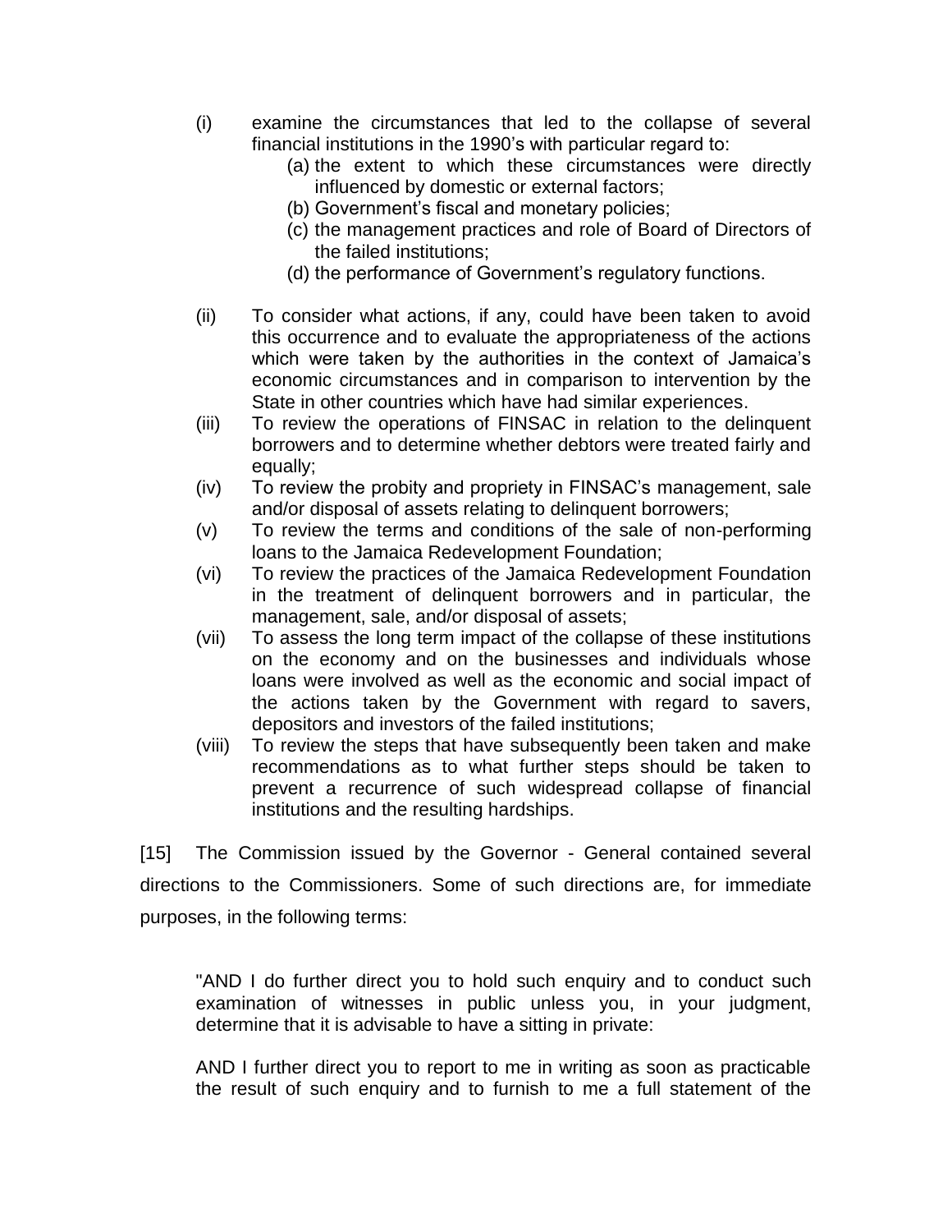(i) examine the circumstances that led to the collapse of several financial institutions in the 1990's with particular regard to:

   (a) the extent to which these circumstances were directly influenced by domestic or external factors;
   (b) Government's fiscal and monetary policies;
   (c) the management practices and role of Board of Directors of the failed institutions;
   (d) the performance of Government's regulatory functions.

(ii) To consider what actions, if any, could have been taken to avoid this occurrence and to evaluate the appropriateness of the actions which were taken by the authorities in the context of Jamaica's economic circumstances and in comparison to intervention by the State in other countries which have had similar experiences.

(iii) To review the operations of FINSAC in relation to the delinquent borrowers and to determine whether debtors were treated fairly and equally;

(iv) To review the probity and propriety in FINSAC's management, sale and/or disposal of assets relating to delinquent borrowers;

(v) To review the terms and conditions of the sale of non-performing loans to the Jamaica Redevelopment Foundation;

(vi) To review the practices of the Jamaica Redevelopment Foundation in the treatment of delinquent borrowers and in particular, the management, sale, and/or disposal of assets;

(vii) To assess the long term impact of the collapse of these institutions on the economy and on the businesses and individuals whose loans were involved as well as the economic and social impact of the actions taken by the Government with regard to savers, depositors and investors of the failed institutions;

(viii) To review the steps that have subsequently been taken and make recommendations as to what further steps should be taken to prevent a recurrence of such widespread collapse of financial institutions and the resulting hardships.

[15] The Commission issued by the Governor - General contained several directions to the Commissioners. Some of such directions are, for immediate purposes, in the following terms:

> "AND I do further direct you to hold such enquiry and to conduct such examination of witnesses in public unless you, in your judgment, determine that it is advisable to have a sitting in private:
>
> AND I further direct you to report to me in writing as soon as practicable the result of such enquiry and to furnish to me a full statement of the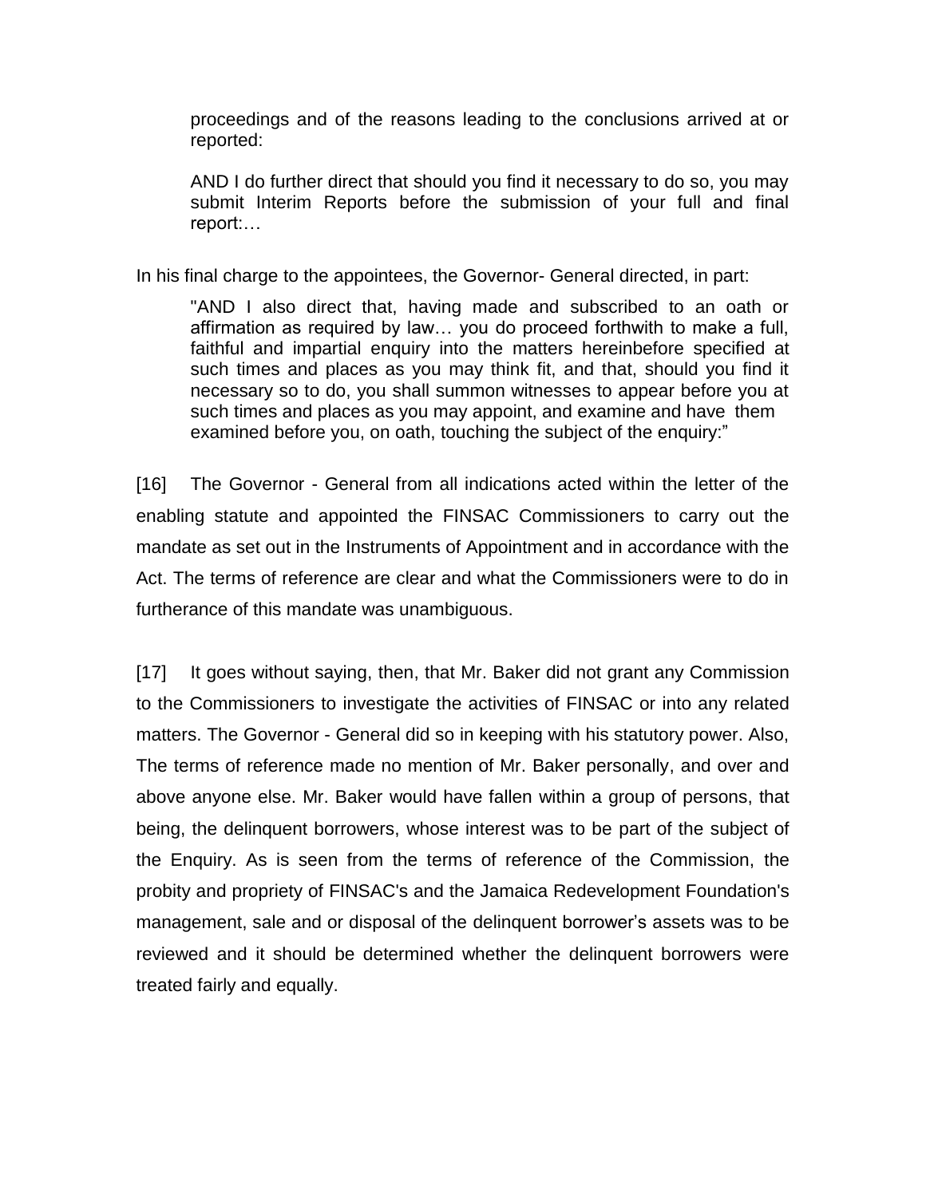> proceedings and of the reasons leading to the conclusions arrived at or reported:
>
> AND I do further direct that should you find it necessary to do so, you may submit Interim Reports before the submission of your full and final report:…

In his final charge to the appointees, the Governor- General directed, in part:

> "AND I also direct that, having made and subscribed to an oath or affirmation as required by law… you do proceed forthwith to make a full, faithful and impartial enquiry into the matters hereinbefore specified at such times and places as you may think fit, and that, should you find it necessary so to do, you shall summon witnesses to appear before you at such times and places as you may appoint, and examine and have them examined before you, on oath, touching the subject of the enquiry:"

[16] The Governor - General from all indications acted within the letter of the enabling statute and appointed the FINSAC Commissioners to carry out the mandate as set out in the Instruments of Appointment and in accordance with the Act. The terms of reference are clear and what the Commissioners were to do in furtherance of this mandate was unambiguous.

[17] It goes without saying, then, that Mr. Baker did not grant any Commission to the Commissioners to investigate the activities of FINSAC or into any related matters. The Governor - General did so in keeping with his statutory power. Also, The terms of reference made no mention of Mr. Baker personally, and over and above anyone else. Mr. Baker would have fallen within a group of persons, that being, the delinquent borrowers, whose interest was to be part of the subject of the Enquiry. As is seen from the terms of reference of the Commission, the probity and propriety of FINSAC's and the Jamaica Redevelopment Foundation's management, sale and or disposal of the delinquent borrower's assets was to be reviewed and it should be determined whether the delinquent borrowers were treated fairly and equally.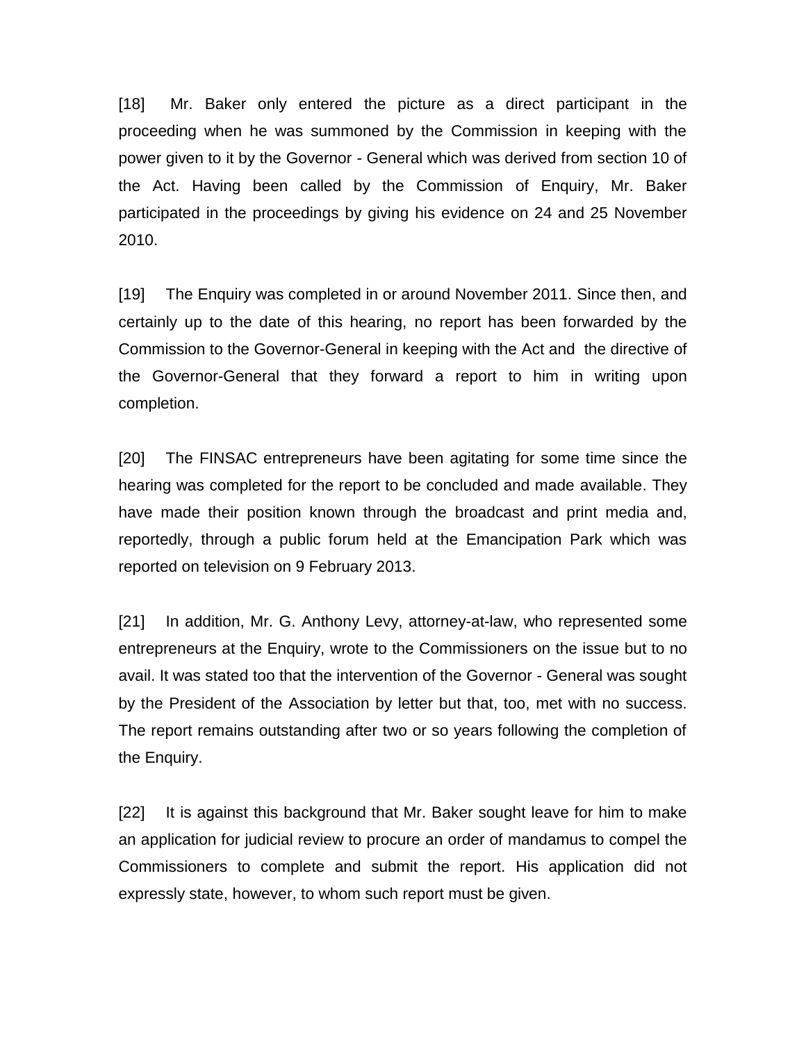[18] Mr. Baker only entered the picture as a direct participant in the proceeding when he was summoned by the Commission in keeping with the power given to it by the Governor - General which was derived from section 10 of the Act. Having been called by the Commission of Enquiry, Mr. Baker participated in the proceedings by giving his evidence on 24 and 25 November 2010.

[19] The Enquiry was completed in or around November 2011. Since then, and certainly up to the date of this hearing, no report has been forwarded by the Commission to the Governor-General in keeping with the Act and the directive of the Governor-General that they forward a report to him in writing upon completion.

[20] The FINSAC entrepreneurs have been agitating for some time since the hearing was completed for the report to be concluded and made available. They have made their position known through the broadcast and print media and, reportedly, through a public forum held at the Emancipation Park which was reported on television on 9 February 2013.

[21] In addition, Mr. G. Anthony Levy, attorney-at-law, who represented some entrepreneurs at the Enquiry, wrote to the Commissioners on the issue but to no avail. It was stated too that the intervention of the Governor - General was sought by the President of the Association by letter but that, too, met with no success. The report remains outstanding after two or so years following the completion of the Enquiry.

[22] It is against this background that Mr. Baker sought leave for him to make an application for judicial review to procure an order of mandamus to compel the Commissioners to complete and submit the report. His application did not expressly state, however, to whom such report must be given.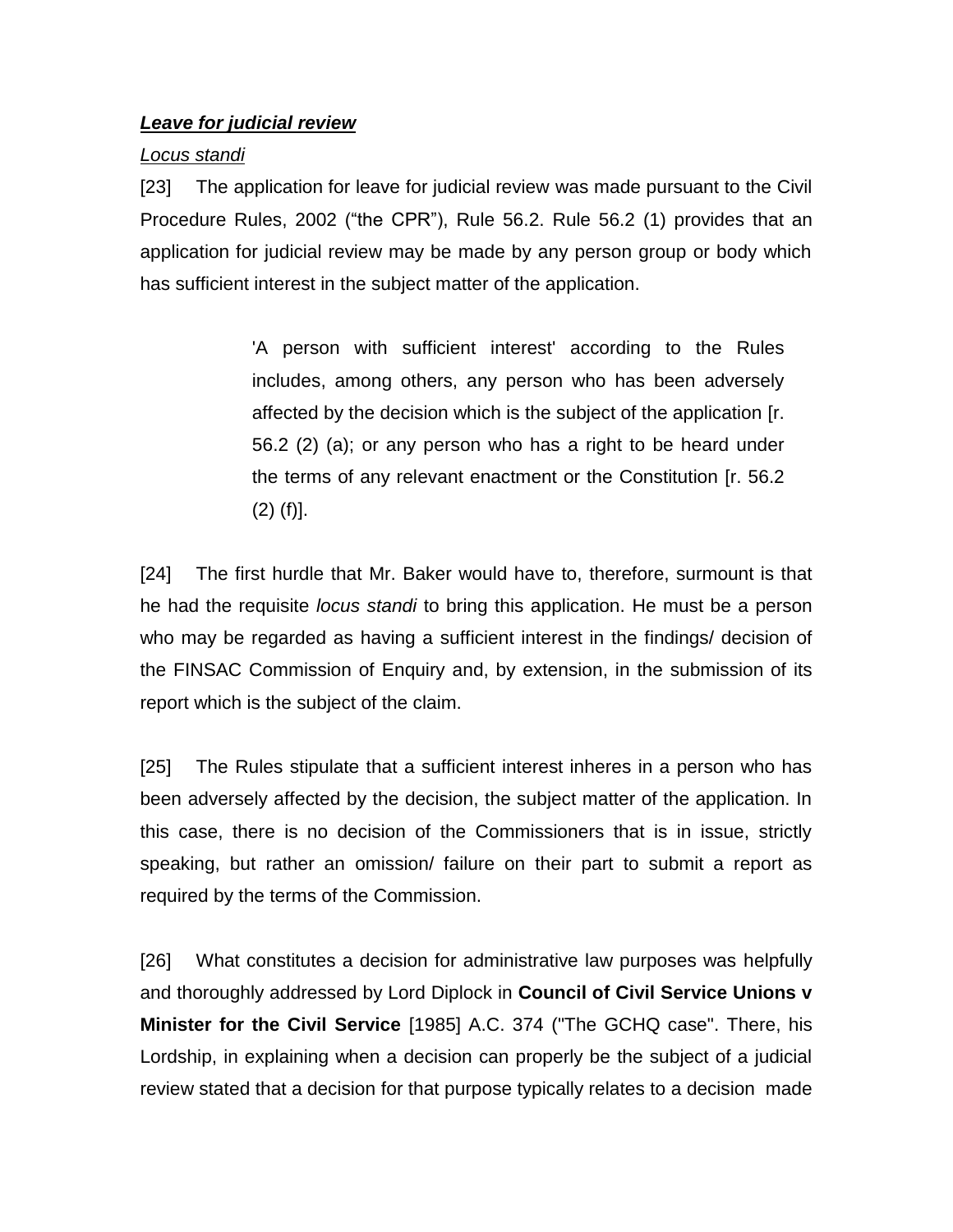***Leave for judicial review***

*Locus standi*

[23] The application for leave for judicial review was made pursuant to the Civil Procedure Rules, 2002 ("the CPR"), Rule 56.2. Rule 56.2 (1) provides that an application for judicial review may be made by any person group or body which has sufficient interest in the subject matter of the application.

> 'A person with sufficient interest' according to the Rules includes, among others, any person who has been adversely affected by the decision which is the subject of the application [r. 56.2 (2) (a); or any person who has a right to be heard under the terms of any relevant enactment or the Constitution [r. 56.2 (2) (f)].

[24] The first hurdle that Mr. Baker would have to, therefore, surmount is that he had the requisite *locus standi* to bring this application. He must be a person who may be regarded as having a sufficient interest in the findings/ decision of the FINSAC Commission of Enquiry and, by extension, in the submission of its report which is the subject of the claim.

[25] The Rules stipulate that a sufficient interest inheres in a person who has been adversely affected by the decision, the subject matter of the application. In this case, there is no decision of the Commissioners that is in issue, strictly speaking, but rather an omission/ failure on their part to submit a report as required by the terms of the Commission.

[26] What constitutes a decision for administrative law purposes was helpfully and thoroughly addressed by Lord Diplock in **Council of Civil Service Unions v Minister for the Civil Service** [1985] A.C. 374 ("The GCHQ case". There, his Lordship, in explaining when a decision can properly be the subject of a judicial review stated that a decision for that purpose typically relates to a decision made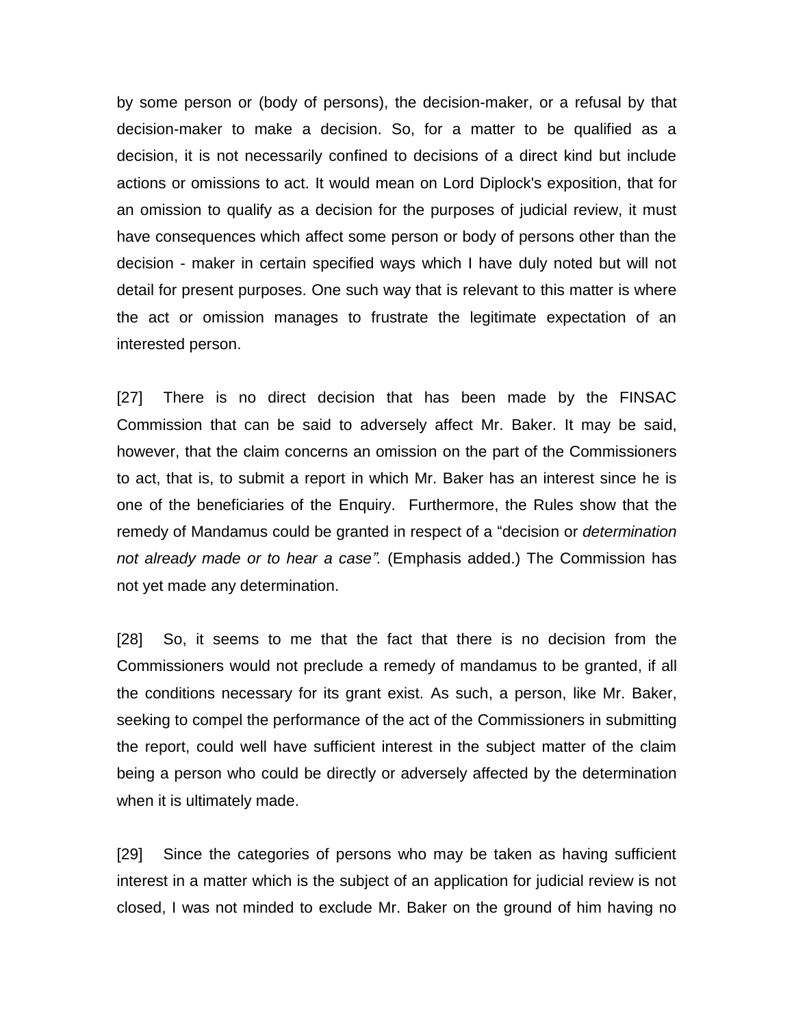by some person or (body of persons), the decision-maker, or a refusal by that decision-maker to make a decision. So, for a matter to be qualified as a decision, it is not necessarily confined to decisions of a direct kind but include actions or omissions to act. It would mean on Lord Diplock's exposition, that for an omission to qualify as a decision for the purposes of judicial review, it must have consequences which affect some person or body of persons other than the decision - maker in certain specified ways which I have duly noted but will not detail for present purposes. One such way that is relevant to this matter is where the act or omission manages to frustrate the legitimate expectation of an interested person.

[27] There is no direct decision that has been made by the FINSAC Commission that can be said to adversely affect Mr. Baker. It may be said, however, that the claim concerns an omission on the part of the Commissioners to act, that is, to submit a report in which Mr. Baker has an interest since he is one of the beneficiaries of the Enquiry. Furthermore, the Rules show that the remedy of Mandamus could be granted in respect of a "decision or *determination not already made or to hear a case".* (Emphasis added.) The Commission has not yet made any determination.

[28] So, it seems to me that the fact that there is no decision from the Commissioners would not preclude a remedy of mandamus to be granted, if all the conditions necessary for its grant exist. As such, a person, like Mr. Baker, seeking to compel the performance of the act of the Commissioners in submitting the report, could well have sufficient interest in the subject matter of the claim being a person who could be directly or adversely affected by the determination when it is ultimately made.

[29] Since the categories of persons who may be taken as having sufficient interest in a matter which is the subject of an application for judicial review is not closed, I was not minded to exclude Mr. Baker on the ground of him having no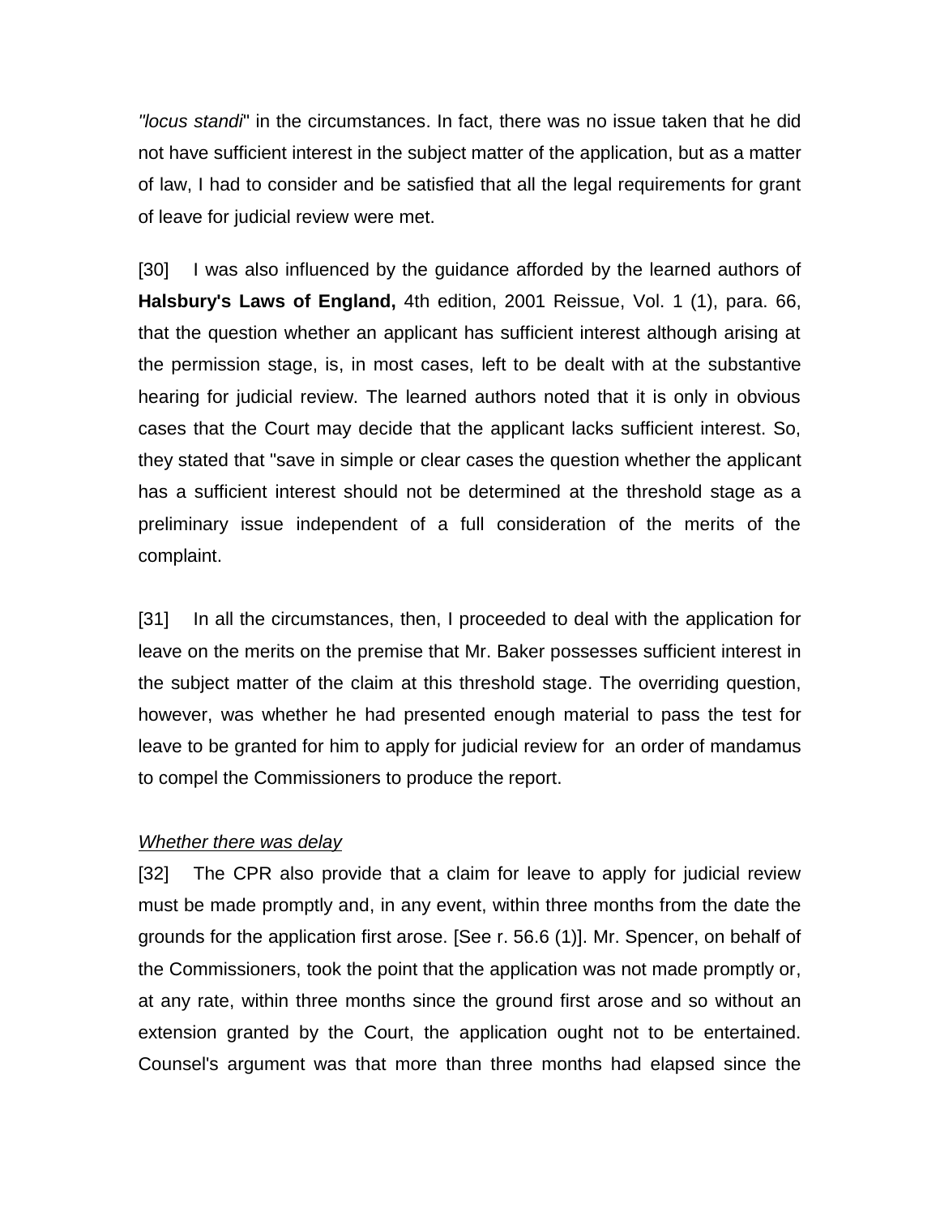*"locus standi*" in the circumstances. In fact, there was no issue taken that he did not have sufficient interest in the subject matter of the application, but as a matter of law, I had to consider and be satisfied that all the legal requirements for grant of leave for judicial review were met.

[30] I was also influenced by the guidance afforded by the learned authors of **Halsbury's Laws of England,** 4th edition, 2001 Reissue, Vol. 1 (1), para. 66, that the question whether an applicant has sufficient interest although arising at the permission stage, is, in most cases, left to be dealt with at the substantive hearing for judicial review. The learned authors noted that it is only in obvious cases that the Court may decide that the applicant lacks sufficient interest. So, they stated that "save in simple or clear cases the question whether the applicant has a sufficient interest should not be determined at the threshold stage as a preliminary issue independent of a full consideration of the merits of the complaint.

[31] In all the circumstances, then, I proceeded to deal with the application for leave on the merits on the premise that Mr. Baker possesses sufficient interest in the subject matter of the claim at this threshold stage. The overriding question, however, was whether he had presented enough material to pass the test for leave to be granted for him to apply for judicial review for an order of mandamus to compel the Commissioners to produce the report.

*Whether there was delay*

[32] The CPR also provide that a claim for leave to apply for judicial review must be made promptly and, in any event, within three months from the date the grounds for the application first arose. [See r. 56.6 (1)]. Mr. Spencer, on behalf of the Commissioners, took the point that the application was not made promptly or, at any rate, within three months since the ground first arose and so without an extension granted by the Court, the application ought not to be entertained. Counsel's argument was that more than three months had elapsed since the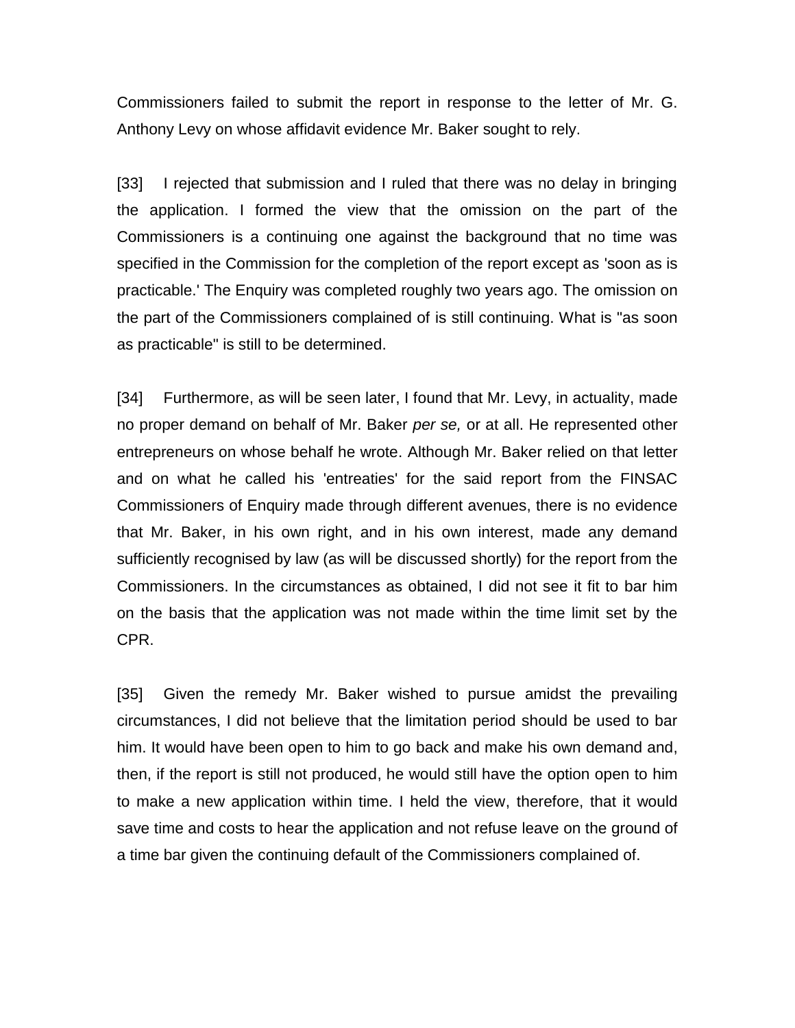Commissioners failed to submit the report in response to the letter of Mr. G. Anthony Levy on whose affidavit evidence Mr. Baker sought to rely.

[33] I rejected that submission and I ruled that there was no delay in bringing the application. I formed the view that the omission on the part of the Commissioners is a continuing one against the background that no time was specified in the Commission for the completion of the report except as 'soon as is practicable.' The Enquiry was completed roughly two years ago. The omission on the part of the Commissioners complained of is still continuing. What is "as soon as practicable" is still to be determined.

[34] Furthermore, as will be seen later, I found that Mr. Levy, in actuality, made no proper demand on behalf of Mr. Baker *per se,* or at all. He represented other entrepreneurs on whose behalf he wrote. Although Mr. Baker relied on that letter and on what he called his 'entreaties' for the said report from the FINSAC Commissioners of Enquiry made through different avenues, there is no evidence that Mr. Baker, in his own right, and in his own interest, made any demand sufficiently recognised by law (as will be discussed shortly) for the report from the Commissioners. In the circumstances as obtained, I did not see it fit to bar him on the basis that the application was not made within the time limit set by the CPR.

[35] Given the remedy Mr. Baker wished to pursue amidst the prevailing circumstances, I did not believe that the limitation period should be used to bar him. It would have been open to him to go back and make his own demand and, then, if the report is still not produced, he would still have the option open to him to make a new application within time. I held the view, therefore, that it would save time and costs to hear the application and not refuse leave on the ground of a time bar given the continuing default of the Commissioners complained of.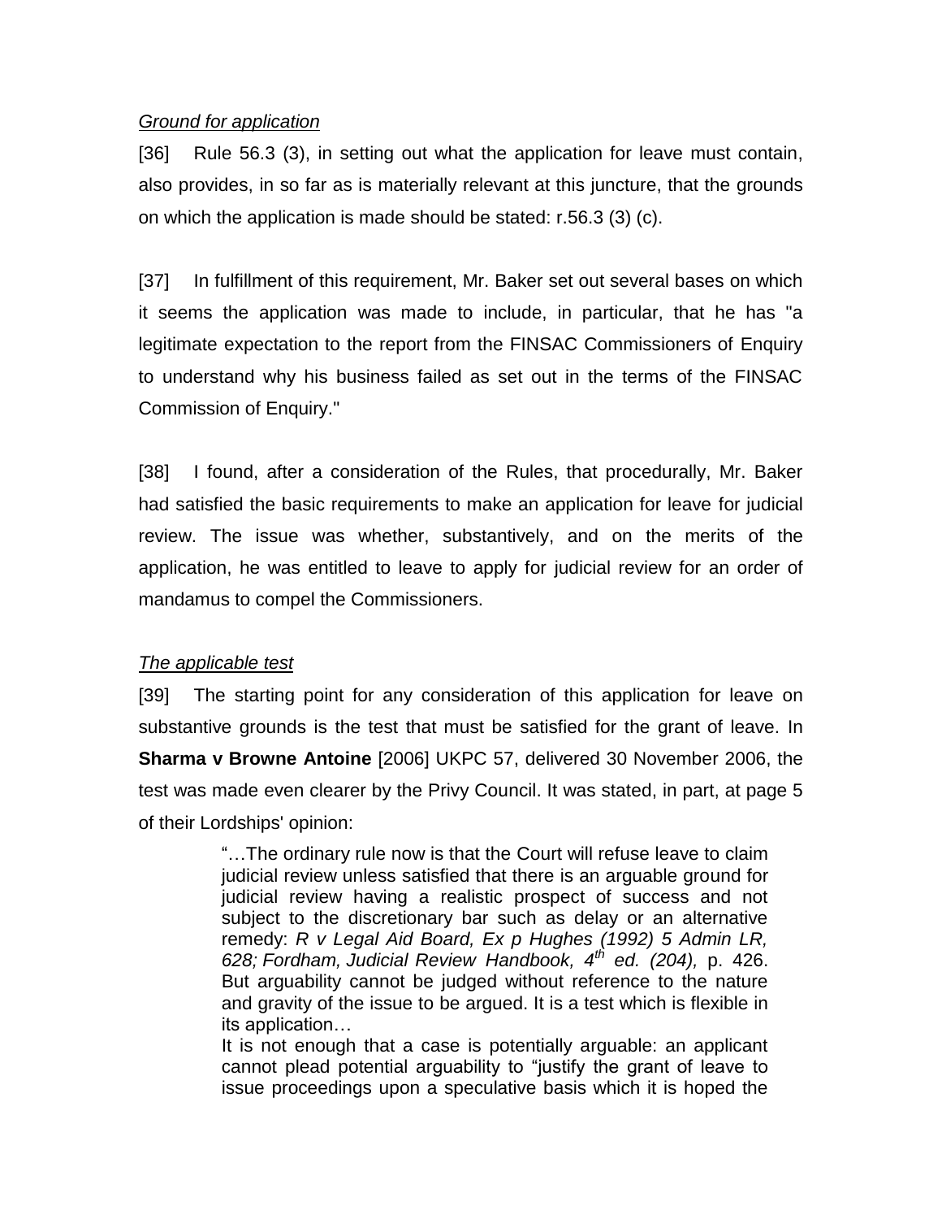*Ground for application*

[36] Rule 56.3 (3), in setting out what the application for leave must contain, also provides, in so far as is materially relevant at this juncture, that the grounds on which the application is made should be stated: r.56.3 (3) (c).

[37] In fulfillment of this requirement, Mr. Baker set out several bases on which it seems the application was made to include, in particular, that he has "a legitimate expectation to the report from the FINSAC Commissioners of Enquiry to understand why his business failed as set out in the terms of the FINSAC Commission of Enquiry."

[38] I found, after a consideration of the Rules, that procedurally, Mr. Baker had satisfied the basic requirements to make an application for leave for judicial review. The issue was whether, substantively, and on the merits of the application, he was entitled to leave to apply for judicial review for an order of mandamus to compel the Commissioners.

*The applicable test*

[39] The starting point for any consideration of this application for leave on substantive grounds is the test that must be satisfied for the grant of leave. In **Sharma v Browne Antoine** [2006] UKPC 57, delivered 30 November 2006, the test was made even clearer by the Privy Council. It was stated, in part, at page 5 of their Lordships' opinion:

> "…The ordinary rule now is that the Court will refuse leave to claim judicial review unless satisfied that there is an arguable ground for judicial review having a realistic prospect of success and not subject to the discretionary bar such as delay or an alternative remedy: *R v Legal Aid Board, Ex p Hughes (1992) 5 Admin LR, 628; Fordham, Judicial Review Handbook, 4th ed. (204),* p. 426. But arguability cannot be judged without reference to the nature and gravity of the issue to be argued. It is a test which is flexible in its application…
>
> It is not enough that a case is potentially arguable: an applicant cannot plead potential arguability to "justify the grant of leave to issue proceedings upon a speculative basis which it is hoped the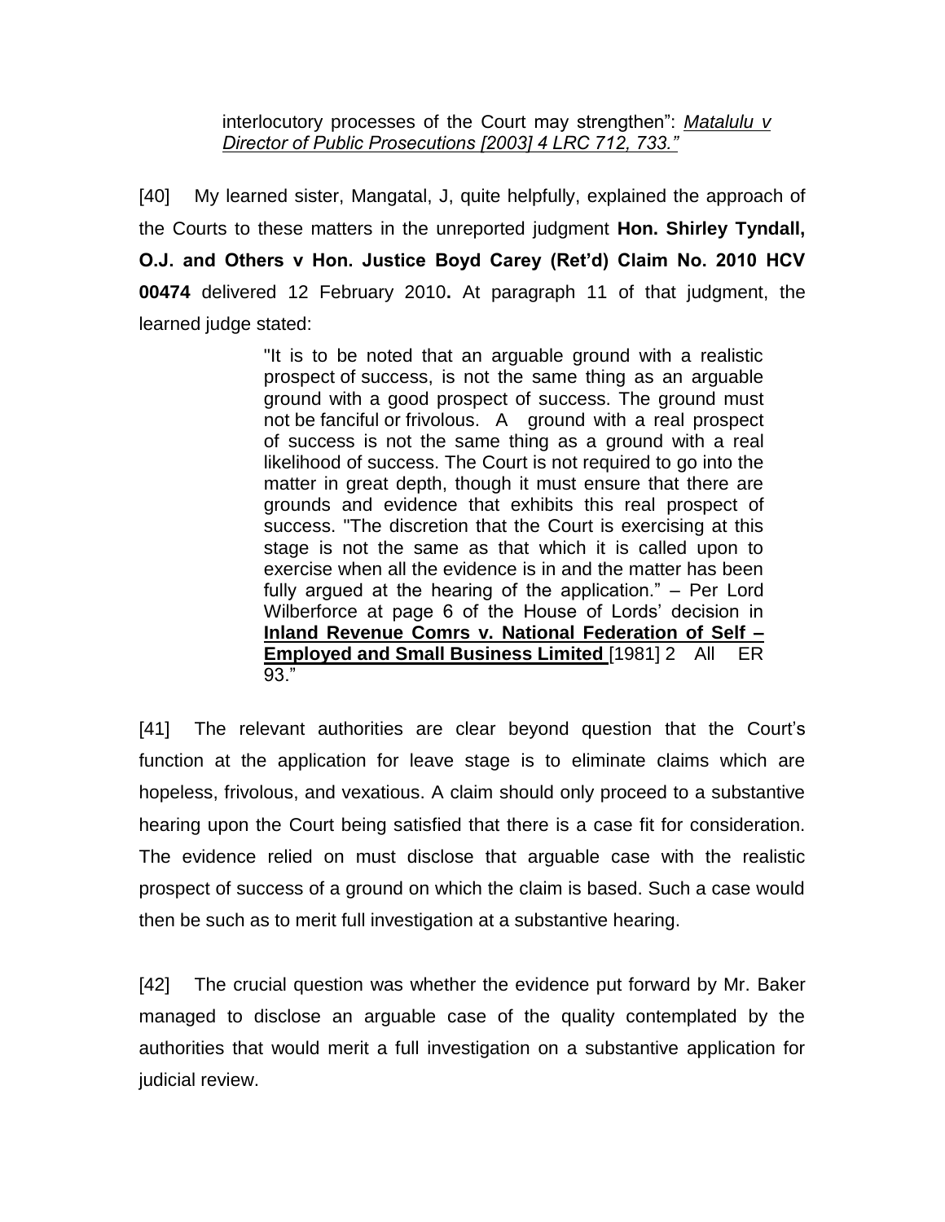> interlocutory processes of the Court may strengthen": *Matalulu v Director of Public Prosecutions [2003] 4 LRC 712, 733."*

[40] My learned sister, Mangatal, J, quite helpfully, explained the approach of the Courts to these matters in the unreported judgment **Hon. Shirley Tyndall, O.J. and Others v Hon. Justice Boyd Carey (Ret'd) Claim No. 2010 HCV 00474** delivered 12 February 2010**.** At paragraph 11 of that judgment, the learned judge stated:

> "It is to be noted that an arguable ground with a realistic prospect of success, is not the same thing as an arguable ground with a good prospect of success. The ground must not be fanciful or frivolous. A ground with a real prospect of success is not the same thing as a ground with a real likelihood of success. The Court is not required to go into the matter in great depth, though it must ensure that there are grounds and evidence that exhibits this real prospect of success. "The discretion that the Court is exercising at this stage is not the same as that which it is called upon to exercise when all the evidence is in and the matter has been fully argued at the hearing of the application." – Per Lord Wilberforce at page 6 of the House of Lords' decision in **Inland Revenue Comrs v. National Federation of Self – Employed and Small Business Limited** [1981] 2 All ER 93."

[41] The relevant authorities are clear beyond question that the Court's function at the application for leave stage is to eliminate claims which are hopeless, frivolous, and vexatious. A claim should only proceed to a substantive hearing upon the Court being satisfied that there is a case fit for consideration. The evidence relied on must disclose that arguable case with the realistic prospect of success of a ground on which the claim is based. Such a case would then be such as to merit full investigation at a substantive hearing.

[42] The crucial question was whether the evidence put forward by Mr. Baker managed to disclose an arguable case of the quality contemplated by the authorities that would merit a full investigation on a substantive application for judicial review.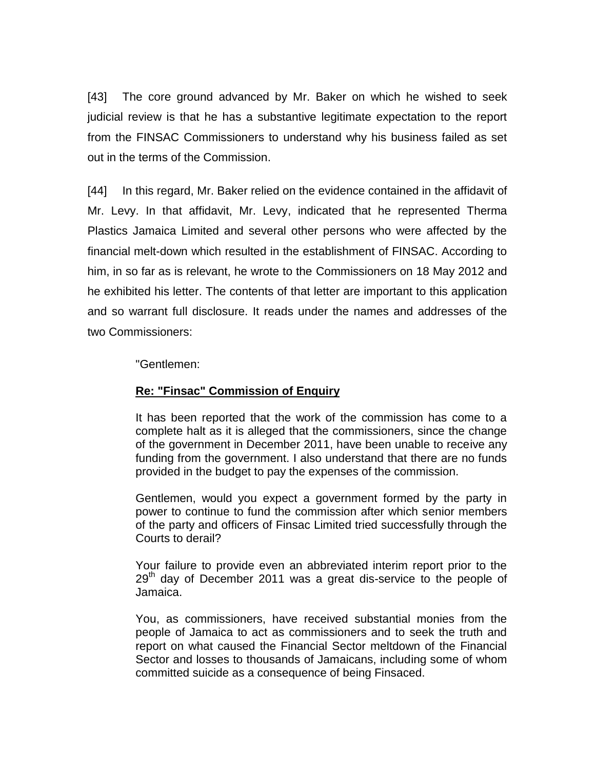[43] The core ground advanced by Mr. Baker on which he wished to seek judicial review is that he has a substantive legitimate expectation to the report from the FINSAC Commissioners to understand why his business failed as set out in the terms of the Commission.

[44] In this regard, Mr. Baker relied on the evidence contained in the affidavit of Mr. Levy. In that affidavit, Mr. Levy, indicated that he represented Therma Plastics Jamaica Limited and several other persons who were affected by the financial melt-down which resulted in the establishment of FINSAC. According to him, in so far as is relevant, he wrote to the Commissioners on 18 May 2012 and he exhibited his letter. The contents of that letter are important to this application and so warrant full disclosure. It reads under the names and addresses of the two Commissioners:

> "Gentlemen:
>
> **Re: "Finsac" Commission of Enquiry**
>
> It has been reported that the work of the commission has come to a complete halt as it is alleged that the commissioners, since the change of the government in December 2011, have been unable to receive any funding from the government. I also understand that there are no funds provided in the budget to pay the expenses of the commission.
>
> Gentlemen, would you expect a government formed by the party in power to continue to fund the commission after which senior members of the party and officers of Finsac Limited tried successfully through the Courts to derail?
>
> Your failure to provide even an abbreviated interim report prior to the 29th day of December 2011 was a great dis-service to the people of Jamaica.
>
> You, as commissioners, have received substantial monies from the people of Jamaica to act as commissioners and to seek the truth and report on what caused the Financial Sector meltdown of the Financial Sector and losses to thousands of Jamaicans, including some of whom committed suicide as a consequence of being Finsaced.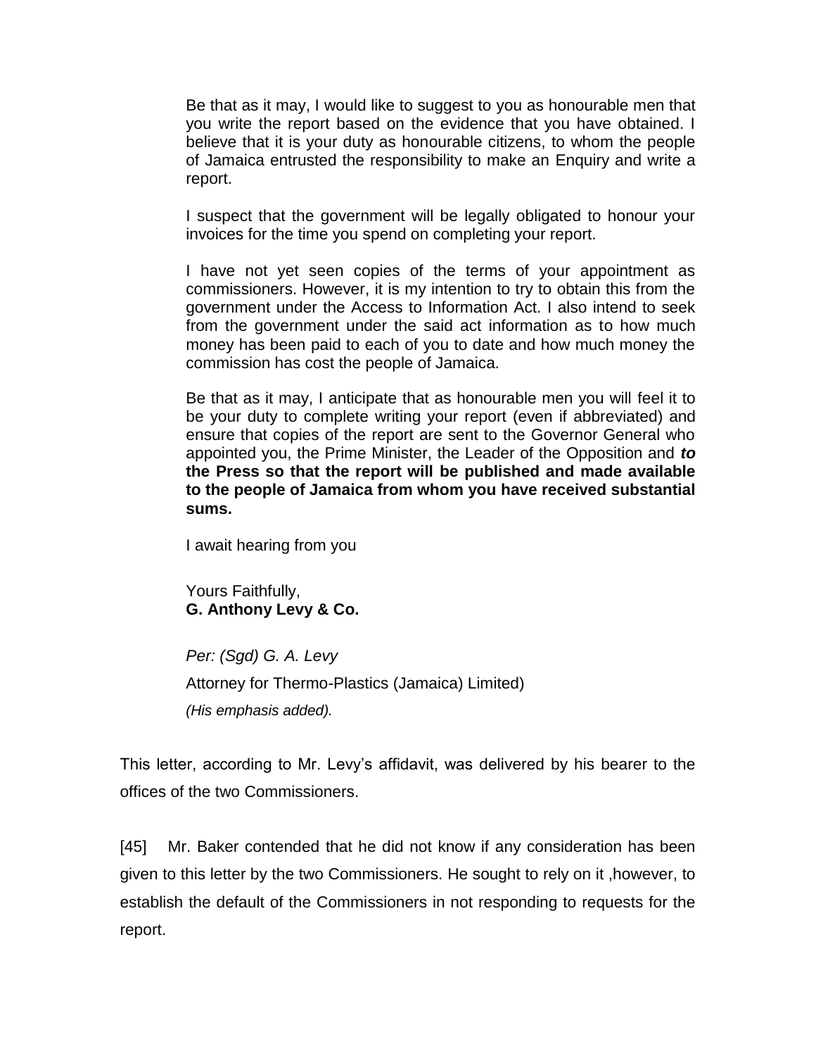> Be that as it may, I would like to suggest to you as honourable men that you write the report based on the evidence that you have obtained. I believe that it is your duty as honourable citizens, to whom the people of Jamaica entrusted the responsibility to make an Enquiry and write a report.
>
> I suspect that the government will be legally obligated to honour your invoices for the time you spend on completing your report.
>
> I have not yet seen copies of the terms of your appointment as commissioners. However, it is my intention to try to obtain this from the government under the Access to Information Act. I also intend to seek from the government under the said act information as to how much money has been paid to each of you to date and how much money the commission has cost the people of Jamaica.
>
> Be that as it may, I anticipate that as honourable men you will feel it to be your duty to complete writing your report (even if abbreviated) and ensure that copies of the report are sent to the Governor General who appointed you, the Prime Minister, the Leader of the Opposition and ***to* the Press so that the report will be published and made available to the people of Jamaica from whom you have received substantial sums.**
>
> I await hearing from you
>
> Yours Faithfully,
> **G. Anthony Levy & Co.**
>
> *Per: (Sgd) G. A. Levy*
> Attorney for Thermo-Plastics (Jamaica) Limited)
> *(His emphasis added).*

This letter, according to Mr. Levy's affidavit, was delivered by his bearer to the offices of the two Commissioners.

[45] Mr. Baker contended that he did not know if any consideration has been given to this letter by the two Commissioners. He sought to rely on it ,however, to establish the default of the Commissioners in not responding to requests for the report.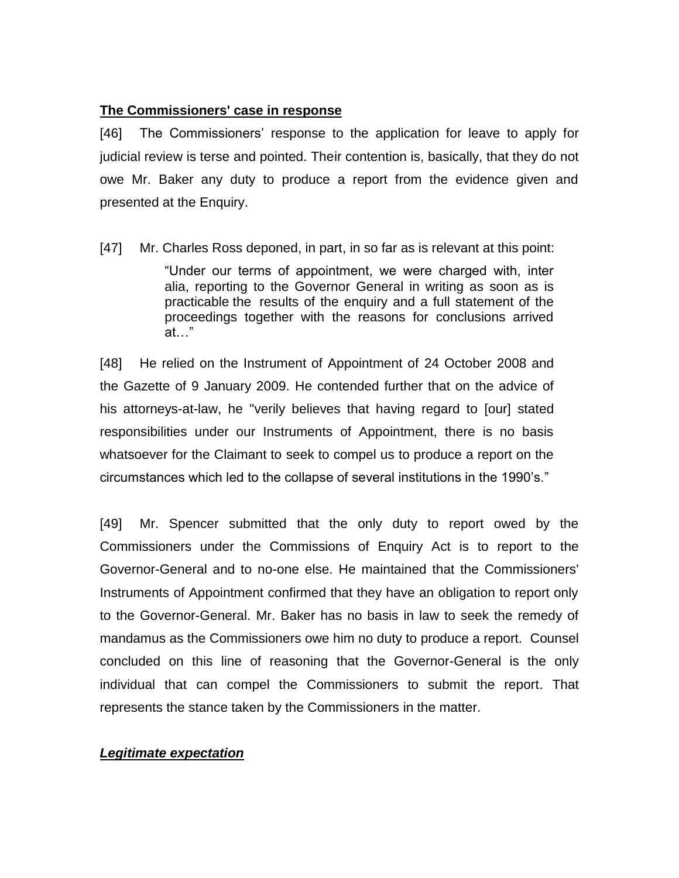**The Commissioners' case in response**

[46] The Commissioners' response to the application for leave to apply for judicial review is terse and pointed. Their contention is, basically, that they do not owe Mr. Baker any duty to produce a report from the evidence given and presented at the Enquiry.

[47] Mr. Charles Ross deponed, in part, in so far as is relevant at this point:

> "Under our terms of appointment, we were charged with, inter alia, reporting to the Governor General in writing as soon as is practicable the results of the enquiry and a full statement of the proceedings together with the reasons for conclusions arrived at…"

[48] He relied on the Instrument of Appointment of 24 October 2008 and the Gazette of 9 January 2009. He contended further that on the advice of his attorneys-at-law, he "verily believes that having regard to [our] stated responsibilities under our Instruments of Appointment, there is no basis whatsoever for the Claimant to seek to compel us to produce a report on the circumstances which led to the collapse of several institutions in the 1990's."

[49] Mr. Spencer submitted that the only duty to report owed by the Commissioners under the Commissions of Enquiry Act is to report to the Governor-General and to no-one else. He maintained that the Commissioners' Instruments of Appointment confirmed that they have an obligation to report only to the Governor-General. Mr. Baker has no basis in law to seek the remedy of mandamus as the Commissioners owe him no duty to produce a report. Counsel concluded on this line of reasoning that the Governor-General is the only individual that can compel the Commissioners to submit the report. That represents the stance taken by the Commissioners in the matter.

***Legitimate expectation***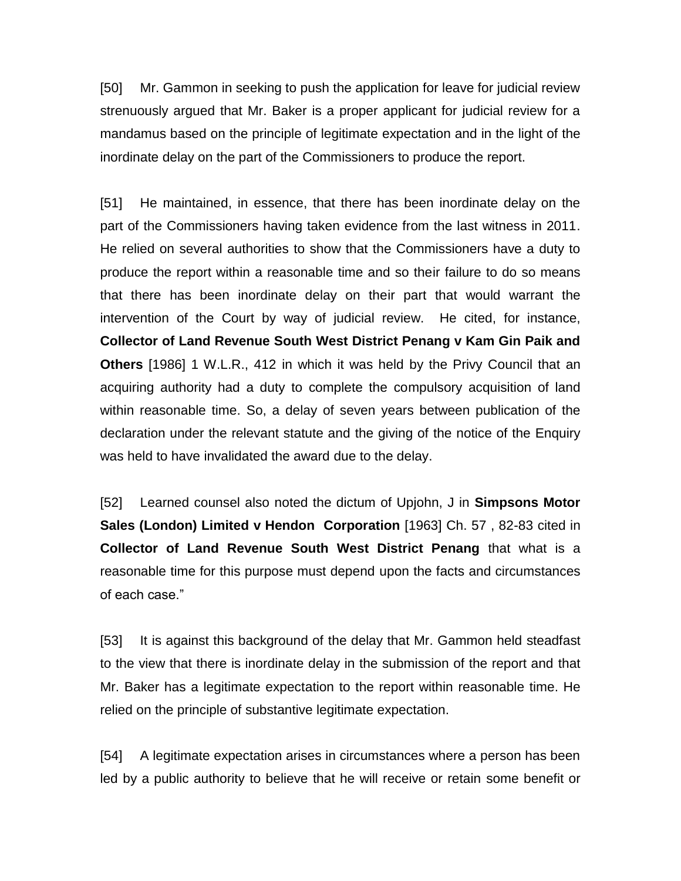[50] Mr. Gammon in seeking to push the application for leave for judicial review strenuously argued that Mr. Baker is a proper applicant for judicial review for a mandamus based on the principle of legitimate expectation and in the light of the inordinate delay on the part of the Commissioners to produce the report.

[51] He maintained, in essence, that there has been inordinate delay on the part of the Commissioners having taken evidence from the last witness in 2011. He relied on several authorities to show that the Commissioners have a duty to produce the report within a reasonable time and so their failure to do so means that there has been inordinate delay on their part that would warrant the intervention of the Court by way of judicial review. He cited, for instance, **Collector of Land Revenue South West District Penang v Kam Gin Paik and Others** [1986] 1 W.L.R., 412 in which it was held by the Privy Council that an acquiring authority had a duty to complete the compulsory acquisition of land within reasonable time. So, a delay of seven years between publication of the declaration under the relevant statute and the giving of the notice of the Enquiry was held to have invalidated the award due to the delay.

[52] Learned counsel also noted the dictum of Upjohn, J in **Simpsons Motor Sales (London) Limited v Hendon Corporation** [1963] Ch. 57 , 82-83 cited in **Collector of Land Revenue South West District Penang** that what is a reasonable time for this purpose must depend upon the facts and circumstances of each case."

[53] It is against this background of the delay that Mr. Gammon held steadfast to the view that there is inordinate delay in the submission of the report and that Mr. Baker has a legitimate expectation to the report within reasonable time. He relied on the principle of substantive legitimate expectation.

[54] A legitimate expectation arises in circumstances where a person has been led by a public authority to believe that he will receive or retain some benefit or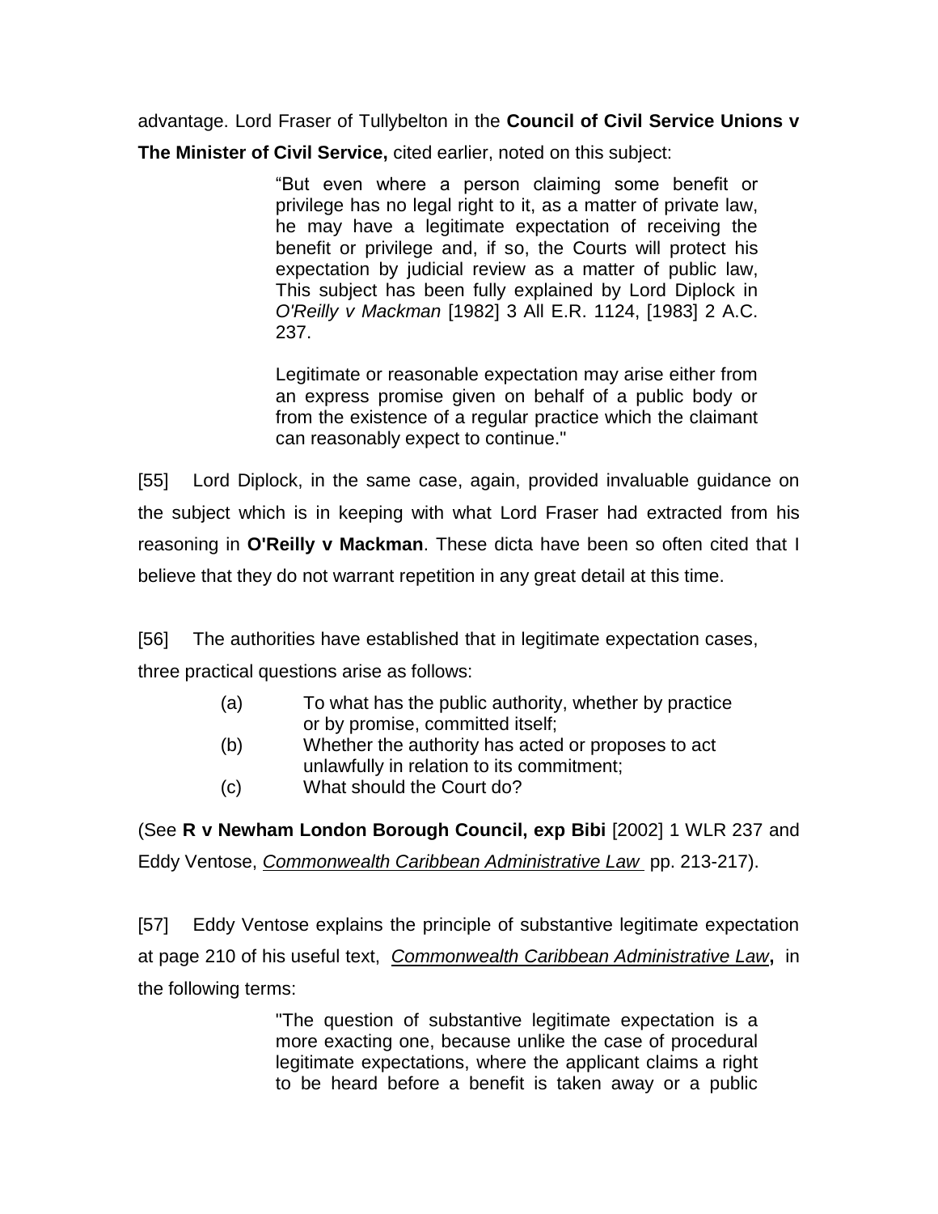advantage. Lord Fraser of Tullybelton in the **Council of Civil Service Unions v The Minister of Civil Service,** cited earlier, noted on this subject:

> "But even where a person claiming some benefit or privilege has no legal right to it, as a matter of private law, he may have a legitimate expectation of receiving the benefit or privilege and, if so, the Courts will protect his expectation by judicial review as a matter of public law, This subject has been fully explained by Lord Diplock in *O'Reilly v Mackman* [1982] 3 All E.R. 1124, [1983] 2 A.C. 237.
>
> Legitimate or reasonable expectation may arise either from an express promise given on behalf of a public body or from the existence of a regular practice which the claimant can reasonably expect to continue."

[55] Lord Diplock, in the same case, again, provided invaluable guidance on the subject which is in keeping with what Lord Fraser had extracted from his reasoning in **O'Reilly v Mackman**. These dicta have been so often cited that I believe that they do not warrant repetition in any great detail at this time.

[56] The authorities have established that in legitimate expectation cases, three practical questions arise as follows:

> (a) To what has the public authority, whether by practice or by promise, committed itself;
> (b) Whether the authority has acted or proposes to act unlawfully in relation to its commitment;
> (c) What should the Court do?

(See **R v Newham London Borough Council, exp Bibi** [2002] 1 WLR 237 and Eddy Ventose, *Commonwealth Caribbean Administrative Law* pp. 213-217).

[57] Eddy Ventose explains the principle of substantive legitimate expectation at page 210 of his useful text, *Commonwealth Caribbean Administrative Law*, in the following terms:

> "The question of substantive legitimate expectation is a more exacting one, because unlike the case of procedural legitimate expectations, where the applicant claims a right to be heard before a benefit is taken away or a public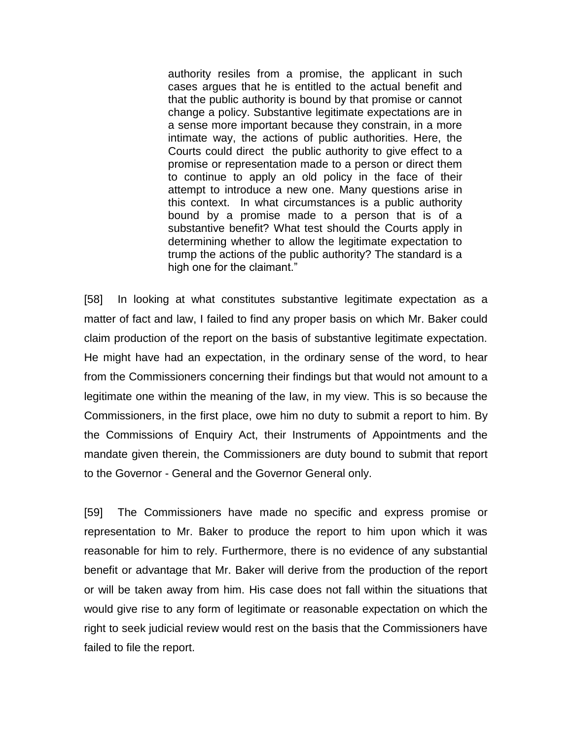> authority resiles from a promise, the applicant in such cases argues that he is entitled to the actual benefit and that the public authority is bound by that promise or cannot change a policy. Substantive legitimate expectations are in a sense more important because they constrain, in a more intimate way, the actions of public authorities. Here, the Courts could direct the public authority to give effect to a promise or representation made to a person or direct them to continue to apply an old policy in the face of their attempt to introduce a new one. Many questions arise in this context. In what circumstances is a public authority bound by a promise made to a person that is of a substantive benefit? What test should the Courts apply in determining whether to allow the legitimate expectation to trump the actions of the public authority? The standard is a high one for the claimant."

[58] In looking at what constitutes substantive legitimate expectation as a matter of fact and law, I failed to find any proper basis on which Mr. Baker could claim production of the report on the basis of substantive legitimate expectation. He might have had an expectation, in the ordinary sense of the word, to hear from the Commissioners concerning their findings but that would not amount to a legitimate one within the meaning of the law, in my view. This is so because the Commissioners, in the first place, owe him no duty to submit a report to him. By the Commissions of Enquiry Act, their Instruments of Appointments and the mandate given therein, the Commissioners are duty bound to submit that report to the Governor - General and the Governor General only.

[59] The Commissioners have made no specific and express promise or representation to Mr. Baker to produce the report to him upon which it was reasonable for him to rely. Furthermore, there is no evidence of any substantial benefit or advantage that Mr. Baker will derive from the production of the report or will be taken away from him. His case does not fall within the situations that would give rise to any form of legitimate or reasonable expectation on which the right to seek judicial review would rest on the basis that the Commissioners have failed to file the report.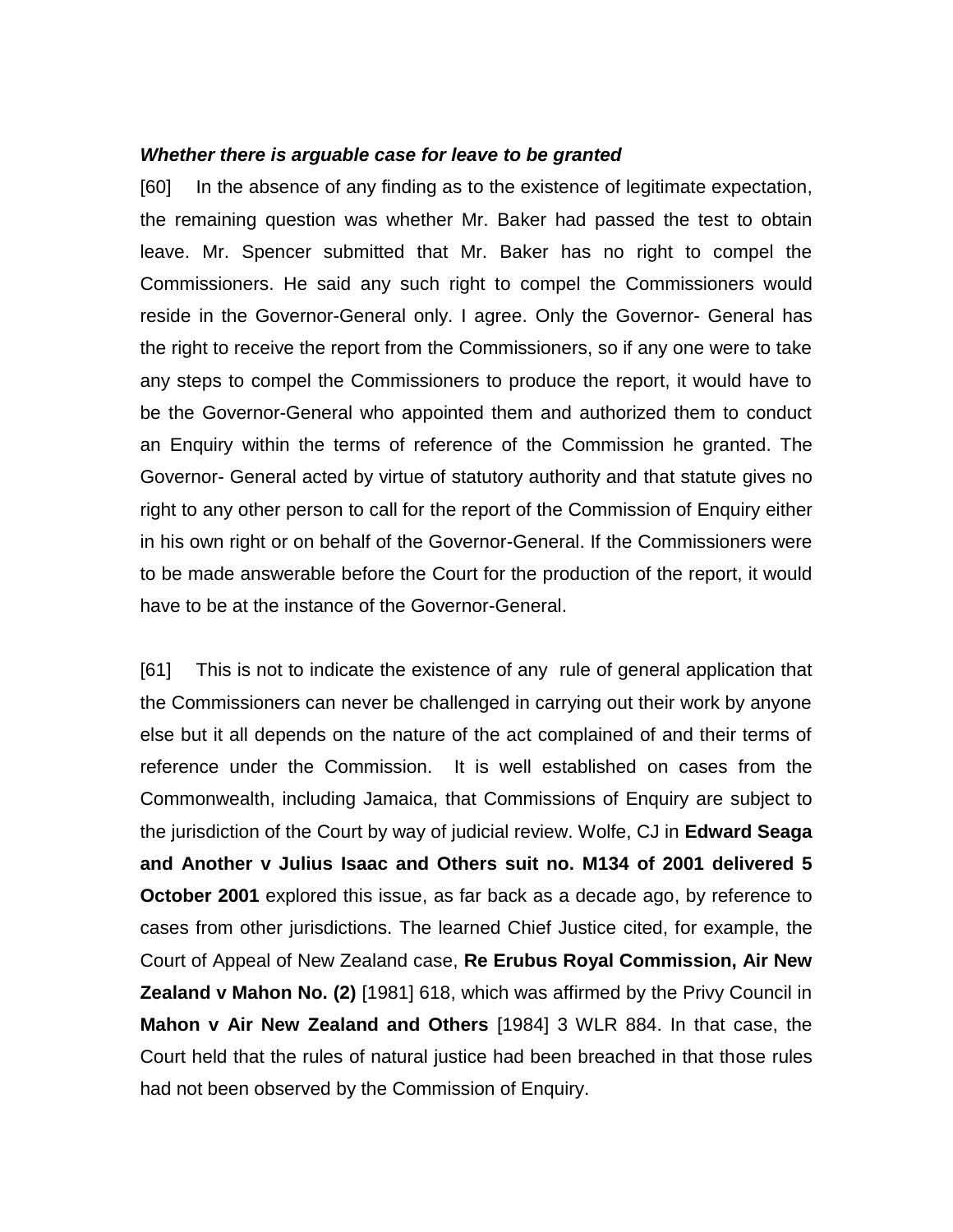***Whether there is arguable case for leave to be granted***

[60] In the absence of any finding as to the existence of legitimate expectation, the remaining question was whether Mr. Baker had passed the test to obtain leave. Mr. Spencer submitted that Mr. Baker has no right to compel the Commissioners. He said any such right to compel the Commissioners would reside in the Governor-General only. I agree. Only the Governor- General has the right to receive the report from the Commissioners, so if any one were to take any steps to compel the Commissioners to produce the report, it would have to be the Governor-General who appointed them and authorized them to conduct an Enquiry within the terms of reference of the Commission he granted. The Governor- General acted by virtue of statutory authority and that statute gives no right to any other person to call for the report of the Commission of Enquiry either in his own right or on behalf of the Governor-General. If the Commissioners were to be made answerable before the Court for the production of the report, it would have to be at the instance of the Governor-General.

[61] This is not to indicate the existence of any rule of general application that the Commissioners can never be challenged in carrying out their work by anyone else but it all depends on the nature of the act complained of and their terms of reference under the Commission. It is well established on cases from the Commonwealth, including Jamaica, that Commissions of Enquiry are subject to the jurisdiction of the Court by way of judicial review. Wolfe, CJ in **Edward Seaga and Another v Julius Isaac and Others suit no. M134 of 2001 delivered 5 October 2001** explored this issue, as far back as a decade ago, by reference to cases from other jurisdictions. The learned Chief Justice cited, for example, the Court of Appeal of New Zealand case, **Re Erubus Royal Commission, Air New Zealand v Mahon No. (2)** [1981] 618, which was affirmed by the Privy Council in **Mahon v Air New Zealand and Others** [1984] 3 WLR 884. In that case, the Court held that the rules of natural justice had been breached in that those rules had not been observed by the Commission of Enquiry.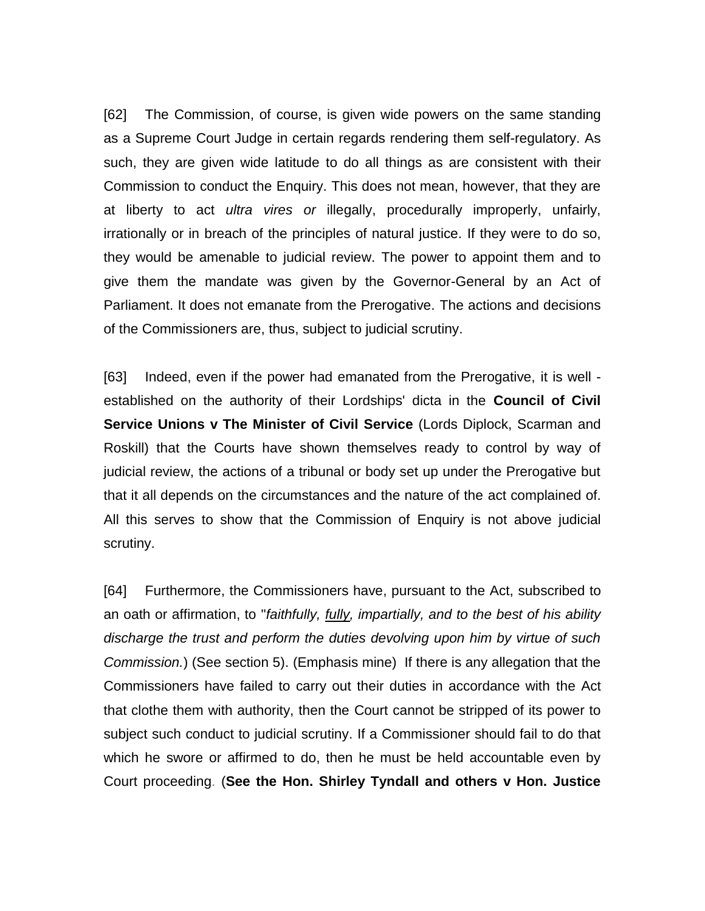[62] The Commission, of course, is given wide powers on the same standing as a Supreme Court Judge in certain regards rendering them self-regulatory. As such, they are given wide latitude to do all things as are consistent with their Commission to conduct the Enquiry. This does not mean, however, that they are at liberty to act *ultra vires or* illegally, procedurally improperly, unfairly, irrationally or in breach of the principles of natural justice. If they were to do so, they would be amenable to judicial review. The power to appoint them and to give them the mandate was given by the Governor-General by an Act of Parliament. It does not emanate from the Prerogative. The actions and decisions of the Commissioners are, thus, subject to judicial scrutiny.

[63] Indeed, even if the power had emanated from the Prerogative, it is well - established on the authority of their Lordships' dicta in the **Council of Civil Service Unions v The Minister of Civil Service** (Lords Diplock, Scarman and Roskill) that the Courts have shown themselves ready to control by way of judicial review, the actions of a tribunal or body set up under the Prerogative but that it all depends on the circumstances and the nature of the act complained of. All this serves to show that the Commission of Enquiry is not above judicial scrutiny.

[64] Furthermore, the Commissioners have, pursuant to the Act, subscribed to an oath or affirmation, to "*faithfully, <u>fully</u>, impartially, and to the best of his ability discharge the trust and perform the duties devolving upon him by virtue of such Commission.*) (See section 5). (Emphasis mine) If there is any allegation that the Commissioners have failed to carry out their duties in accordance with the Act that clothe them with authority, then the Court cannot be stripped of its power to subject such conduct to judicial scrutiny. If a Commissioner should fail to do that which he swore or affirmed to do, then he must be held accountable even by Court proceeding. (**See the Hon. Shirley Tyndall and others v Hon. Justice**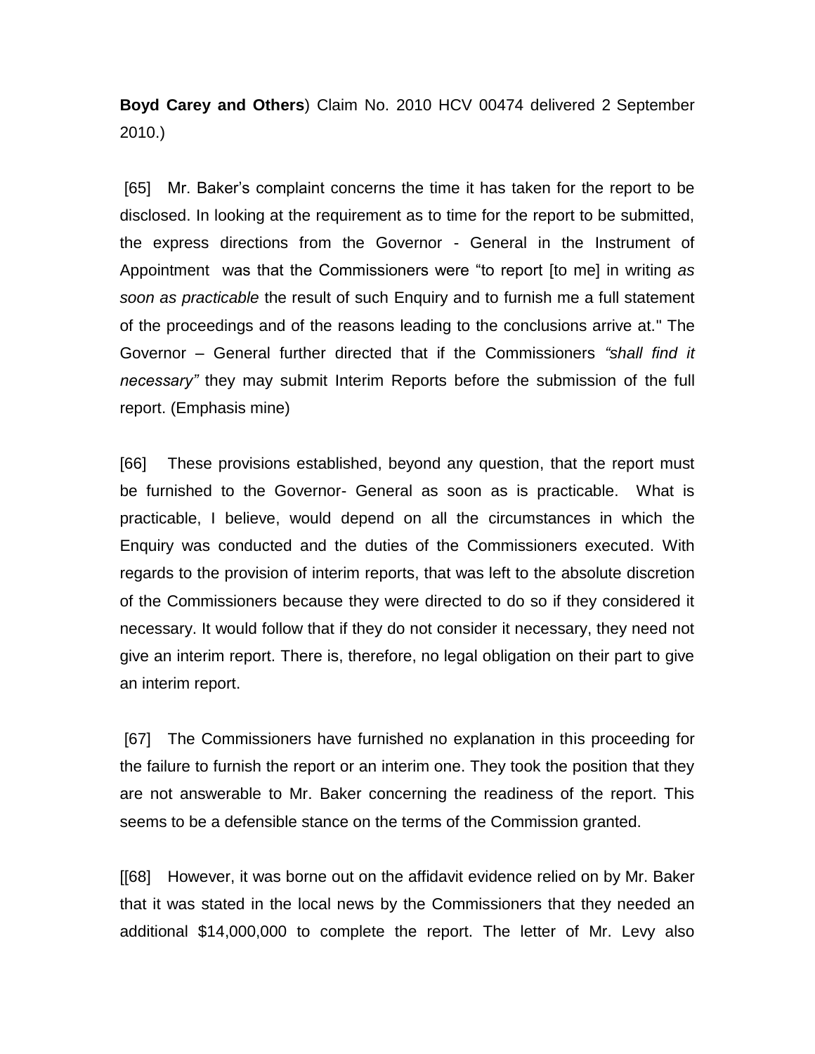**Boyd Carey and Others**) Claim No. 2010 HCV 00474 delivered 2 September 2010.)

[65] Mr. Baker's complaint concerns the time it has taken for the report to be disclosed. In looking at the requirement as to time for the report to be submitted, the express directions from the Governor - General in the Instrument of Appointment was that the Commissioners were "to report [to me] in writing *as soon as practicable* the result of such Enquiry and to furnish me a full statement of the proceedings and of the reasons leading to the conclusions arrive at." The Governor – General further directed that if the Commissioners *"shall find it necessary"* they may submit Interim Reports before the submission of the full report. (Emphasis mine)

[66] These provisions established, beyond any question, that the report must be furnished to the Governor- General as soon as is practicable. What is practicable, I believe, would depend on all the circumstances in which the Enquiry was conducted and the duties of the Commissioners executed. With regards to the provision of interim reports, that was left to the absolute discretion of the Commissioners because they were directed to do so if they considered it necessary. It would follow that if they do not consider it necessary, they need not give an interim report. There is, therefore, no legal obligation on their part to give an interim report.

[67] The Commissioners have furnished no explanation in this proceeding for the failure to furnish the report or an interim one. They took the position that they are not answerable to Mr. Baker concerning the readiness of the report. This seems to be a defensible stance on the terms of the Commission granted.

[[68] However, it was borne out on the affidavit evidence relied on by Mr. Baker that it was stated in the local news by the Commissioners that they needed an additional $14,000,000 to complete the report. The letter of Mr. Levy also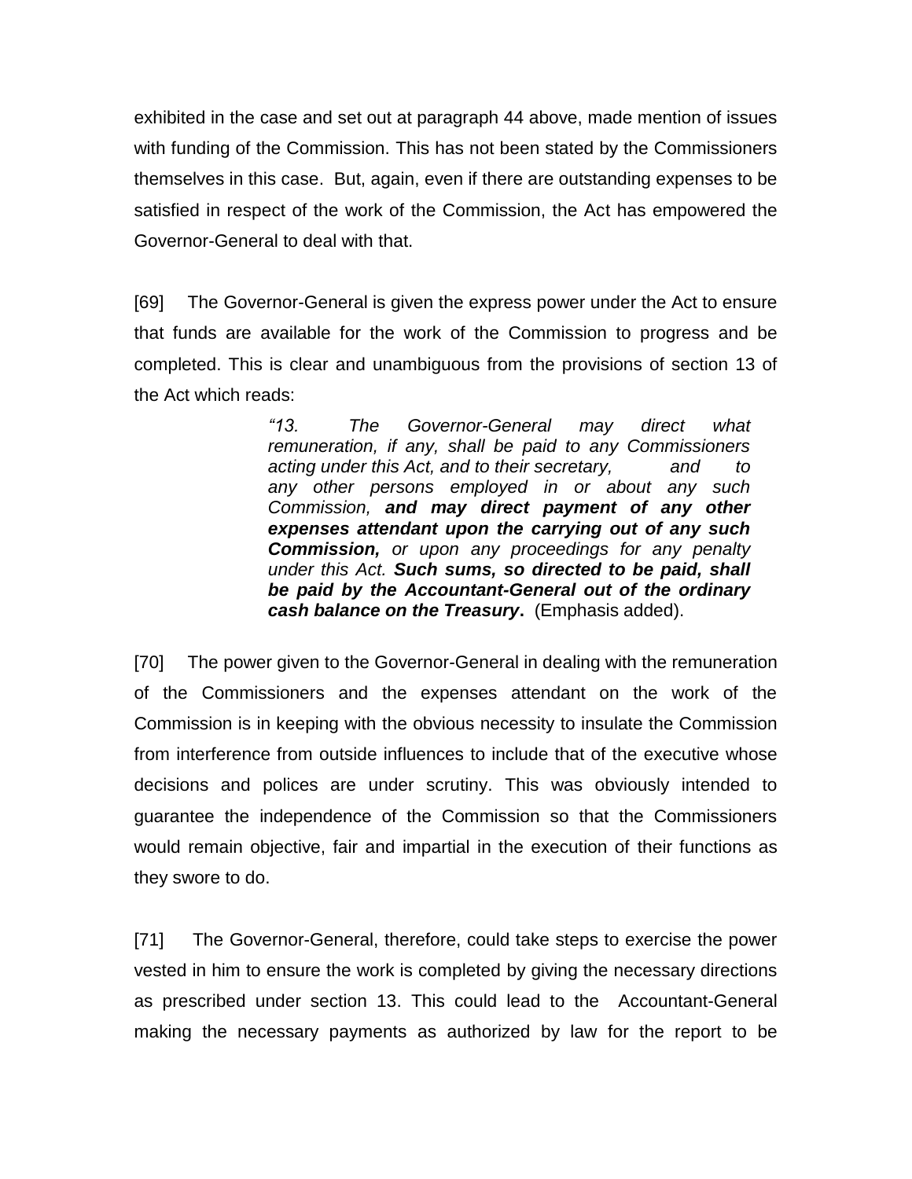exhibited in the case and set out at paragraph 44 above, made mention of issues with funding of the Commission. This has not been stated by the Commissioners themselves in this case. But, again, even if there are outstanding expenses to be satisfied in respect of the work of the Commission, the Act has empowered the Governor-General to deal with that.

[69] The Governor-General is given the express power under the Act to ensure that funds are available for the work of the Commission to progress and be completed. This is clear and unambiguous from the provisions of section 13 of the Act which reads:

> *"13. The Governor-General may direct what remuneration, if any, shall be paid to any Commissioners acting under this Act, and to their secretary, and to any other persons employed in or about any such Commission,* ***and may direct payment of any other expenses attendant upon the carrying out of any such Commission,*** *or upon any proceedings for any penalty under this Act.* ***Such sums, so directed to be paid, shall be paid by the Accountant-General out of the ordinary cash balance on the Treasury.*** (Emphasis added).

[70] The power given to the Governor-General in dealing with the remuneration of the Commissioners and the expenses attendant on the work of the Commission is in keeping with the obvious necessity to insulate the Commission from interference from outside influences to include that of the executive whose decisions and polices are under scrutiny. This was obviously intended to guarantee the independence of the Commission so that the Commissioners would remain objective, fair and impartial in the execution of their functions as they swore to do.

[71] The Governor-General, therefore, could take steps to exercise the power vested in him to ensure the work is completed by giving the necessary directions as prescribed under section 13. This could lead to the Accountant-General making the necessary payments as authorized by law for the report to be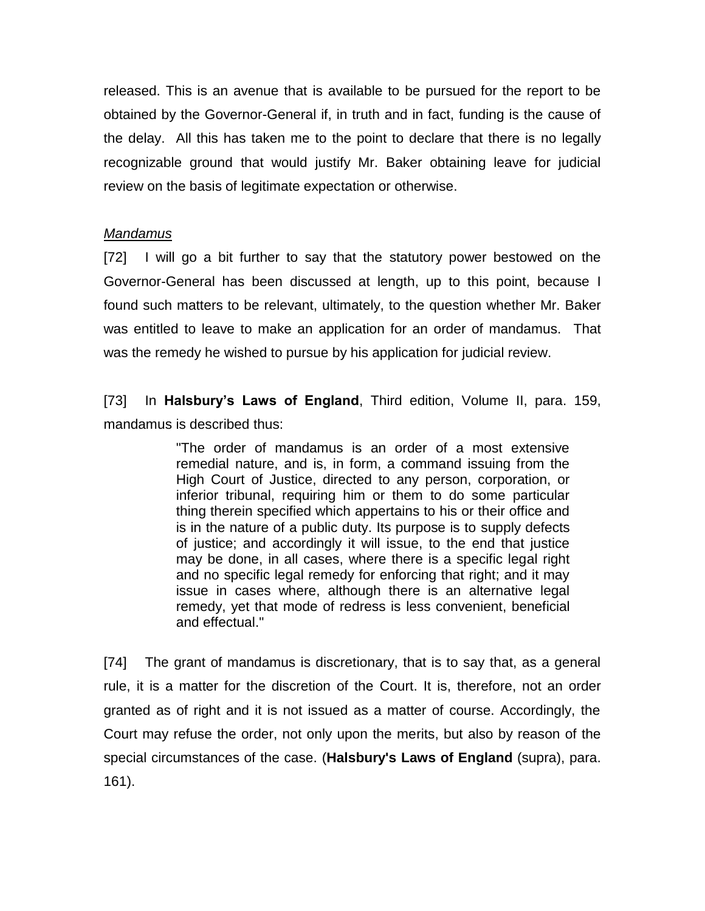released. This is an avenue that is available to be pursued for the report to be obtained by the Governor-General if, in truth and in fact, funding is the cause of the delay. All this has taken me to the point to declare that there is no legally recognizable ground that would justify Mr. Baker obtaining leave for judicial review on the basis of legitimate expectation or otherwise.

*Mandamus*

[72] I will go a bit further to say that the statutory power bestowed on the Governor-General has been discussed at length, up to this point, because I found such matters to be relevant, ultimately, to the question whether Mr. Baker was entitled to leave to make an application for an order of mandamus. That was the remedy he wished to pursue by his application for judicial review.

[73] In **Halsbury's Laws of England**, Third edition, Volume II, para. 159, mandamus is described thus:

> "The order of mandamus is an order of a most extensive remedial nature, and is, in form, a command issuing from the High Court of Justice, directed to any person, corporation, or inferior tribunal, requiring him or them to do some particular thing therein specified which appertains to his or their office and is in the nature of a public duty. Its purpose is to supply defects of justice; and accordingly it will issue, to the end that justice may be done, in all cases, where there is a specific legal right and no specific legal remedy for enforcing that right; and it may issue in cases where, although there is an alternative legal remedy, yet that mode of redress is less convenient, beneficial and effectual."

[74] The grant of mandamus is discretionary, that is to say that, as a general rule, it is a matter for the discretion of the Court. It is, therefore, not an order granted as of right and it is not issued as a matter of course. Accordingly, the Court may refuse the order, not only upon the merits, but also by reason of the special circumstances of the case. (**Halsbury's Laws of England** (supra), para. 161).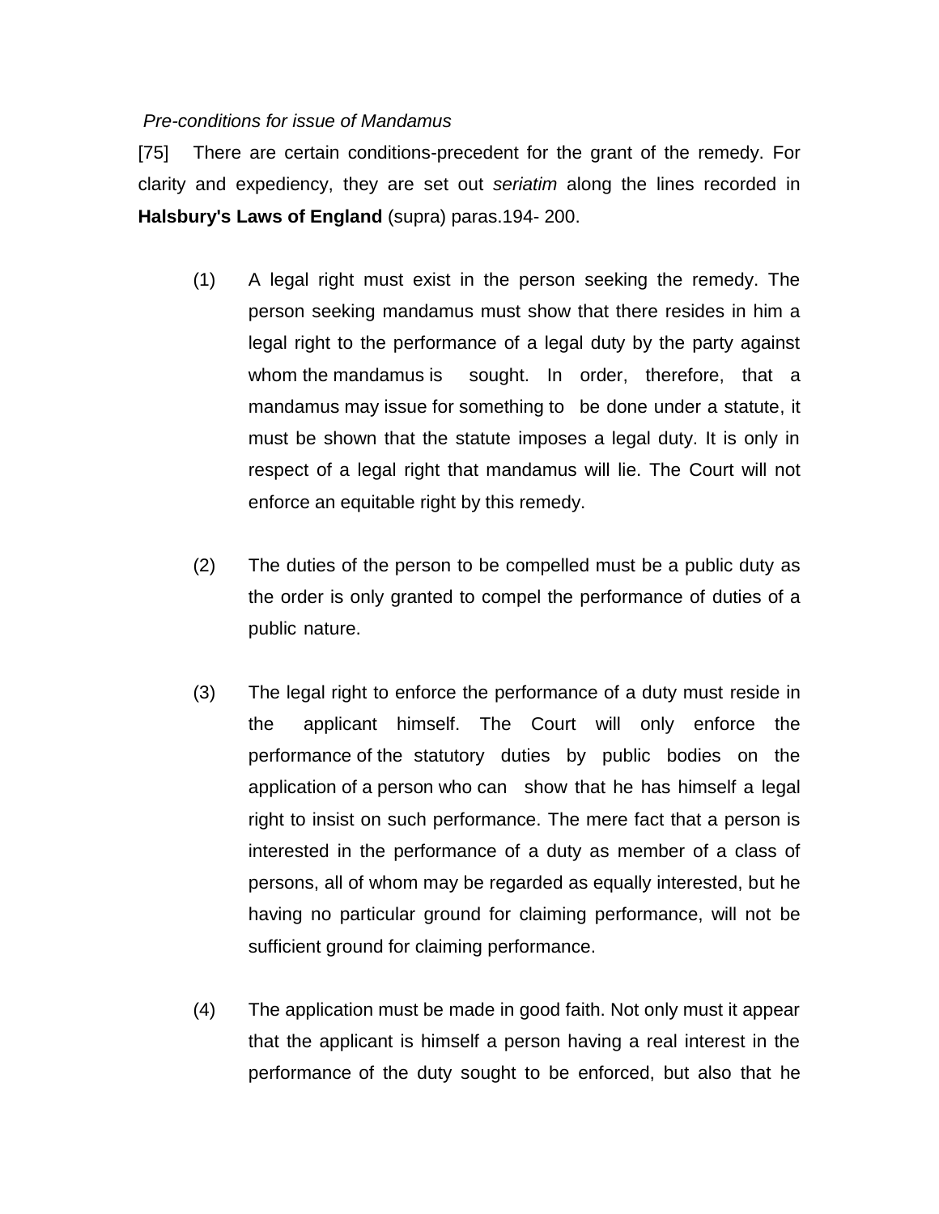*Pre-conditions for issue of Mandamus*

[75] There are certain conditions-precedent for the grant of the remedy. For clarity and expediency, they are set out *seriatim* along the lines recorded in **Halsbury's Laws of England** (supra) paras.194- 200.

(1) A legal right must exist in the person seeking the remedy. The person seeking mandamus must show that there resides in him a legal right to the performance of a legal duty by the party against whom the mandamus is sought. In order, therefore, that a mandamus may issue for something to be done under a statute, it must be shown that the statute imposes a legal duty. It is only in respect of a legal right that mandamus will lie. The Court will not enforce an equitable right by this remedy.

(2) The duties of the person to be compelled must be a public duty as the order is only granted to compel the performance of duties of a public nature.

(3) The legal right to enforce the performance of a duty must reside in the applicant himself. The Court will only enforce the performance of the statutory duties by public bodies on the application of a person who can show that he has himself a legal right to insist on such performance. The mere fact that a person is interested in the performance of a duty as member of a class of persons, all of whom may be regarded as equally interested, but he having no particular ground for claiming performance, will not be sufficient ground for claiming performance.

(4) The application must be made in good faith. Not only must it appear that the applicant is himself a person having a real interest in the performance of the duty sought to be enforced, but also that he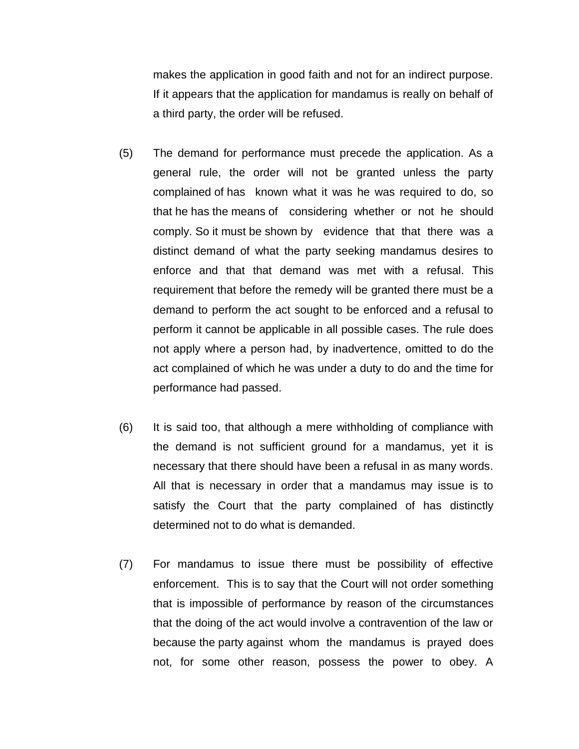makes the application in good faith and not for an indirect purpose. If it appears that the application for mandamus is really on behalf of a third party, the order will be refused.

(5) The demand for performance must precede the application. As a general rule, the order will not be granted unless the party complained of has known what it was he was required to do, so that he has the means of considering whether or not he should comply. So it must be shown by evidence that that there was a distinct demand of what the party seeking mandamus desires to enforce and that that demand was met with a refusal. This requirement that before the remedy will be granted there must be a demand to perform the act sought to be enforced and a refusal to perform it cannot be applicable in all possible cases. The rule does not apply where a person had, by inadvertence, omitted to do the act complained of which he was under a duty to do and the time for performance had passed.

(6) It is said too, that although a mere withholding of compliance with the demand is not sufficient ground for a mandamus, yet it is necessary that there should have been a refusal in as many words. All that is necessary in order that a mandamus may issue is to satisfy the Court that the party complained of has distinctly determined not to do what is demanded.

(7) For mandamus to issue there must be possibility of effective enforcement. This is to say that the Court will not order something that is impossible of performance by reason of the circumstances that the doing of the act would involve a contravention of the law or because the party against whom the mandamus is prayed does not, for some other reason, possess the power to obey. A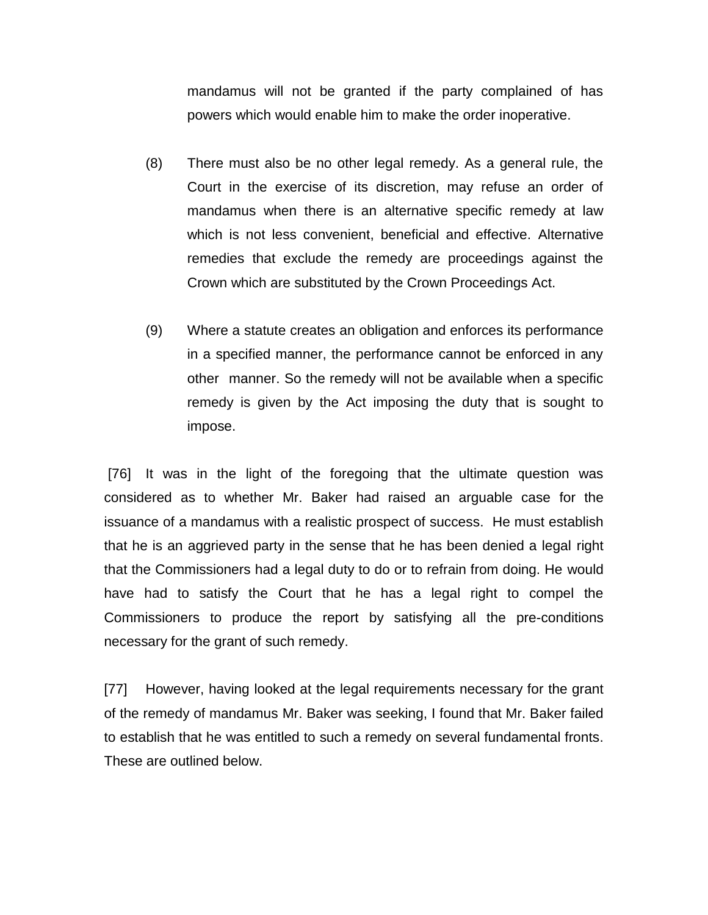mandamus will not be granted if the party complained of has powers which would enable him to make the order inoperative.

(8) There must also be no other legal remedy. As a general rule, the Court in the exercise of its discretion, may refuse an order of mandamus when there is an alternative specific remedy at law which is not less convenient, beneficial and effective. Alternative remedies that exclude the remedy are proceedings against the Crown which are substituted by the Crown Proceedings Act.

(9) Where a statute creates an obligation and enforces its performance in a specified manner, the performance cannot be enforced in any other manner. So the remedy will not be available when a specific remedy is given by the Act imposing the duty that is sought to impose.

[76] It was in the light of the foregoing that the ultimate question was considered as to whether Mr. Baker had raised an arguable case for the issuance of a mandamus with a realistic prospect of success. He must establish that he is an aggrieved party in the sense that he has been denied a legal right that the Commissioners had a legal duty to do or to refrain from doing. He would have had to satisfy the Court that he has a legal right to compel the Commissioners to produce the report by satisfying all the pre-conditions necessary for the grant of such remedy.

[77] However, having looked at the legal requirements necessary for the grant of the remedy of mandamus Mr. Baker was seeking, I found that Mr. Baker failed to establish that he was entitled to such a remedy on several fundamental fronts. These are outlined below.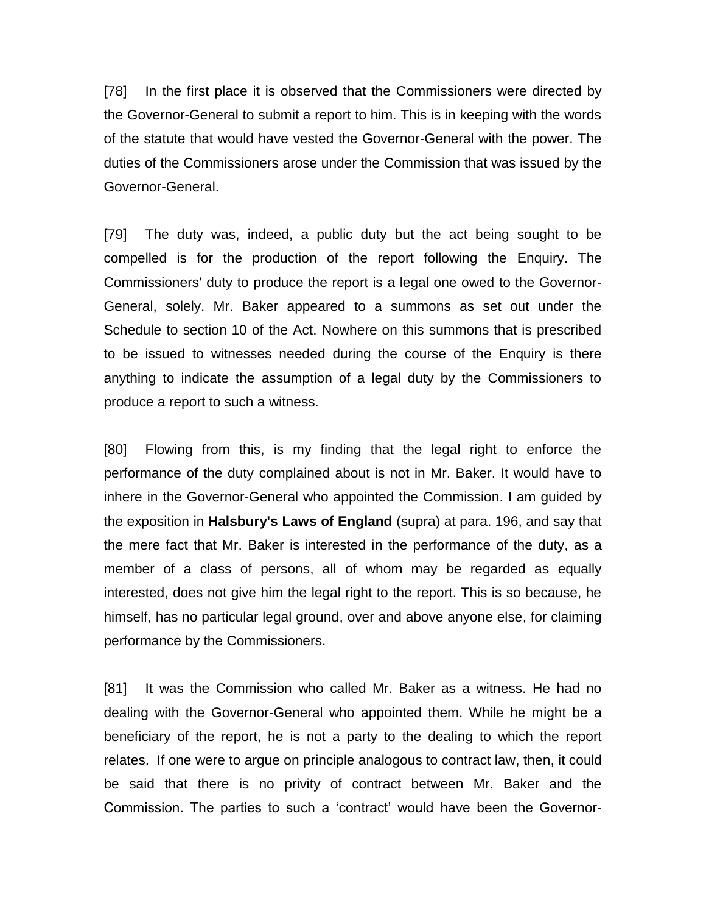[78] In the first place it is observed that the Commissioners were directed by the Governor-General to submit a report to him. This is in keeping with the words of the statute that would have vested the Governor-General with the power. The duties of the Commissioners arose under the Commission that was issued by the Governor-General.

[79] The duty was, indeed, a public duty but the act being sought to be compelled is for the production of the report following the Enquiry. The Commissioners' duty to produce the report is a legal one owed to the Governor-General, solely. Mr. Baker appeared to a summons as set out under the Schedule to section 10 of the Act. Nowhere on this summons that is prescribed to be issued to witnesses needed during the course of the Enquiry is there anything to indicate the assumption of a legal duty by the Commissioners to produce a report to such a witness.

[80] Flowing from this, is my finding that the legal right to enforce the performance of the duty complained about is not in Mr. Baker. It would have to inhere in the Governor-General who appointed the Commission. I am guided by the exposition in **Halsbury's Laws of England** (supra) at para. 196, and say that the mere fact that Mr. Baker is interested in the performance of the duty, as a member of a class of persons, all of whom may be regarded as equally interested, does not give him the legal right to the report. This is so because, he himself, has no particular legal ground, over and above anyone else, for claiming performance by the Commissioners.

[81] It was the Commission who called Mr. Baker as a witness. He had no dealing with the Governor-General who appointed them. While he might be a beneficiary of the report, he is not a party to the dealing to which the report relates. If one were to argue on principle analogous to contract law, then, it could be said that there is no privity of contract between Mr. Baker and the Commission. The parties to such a 'contract' would have been the Governor-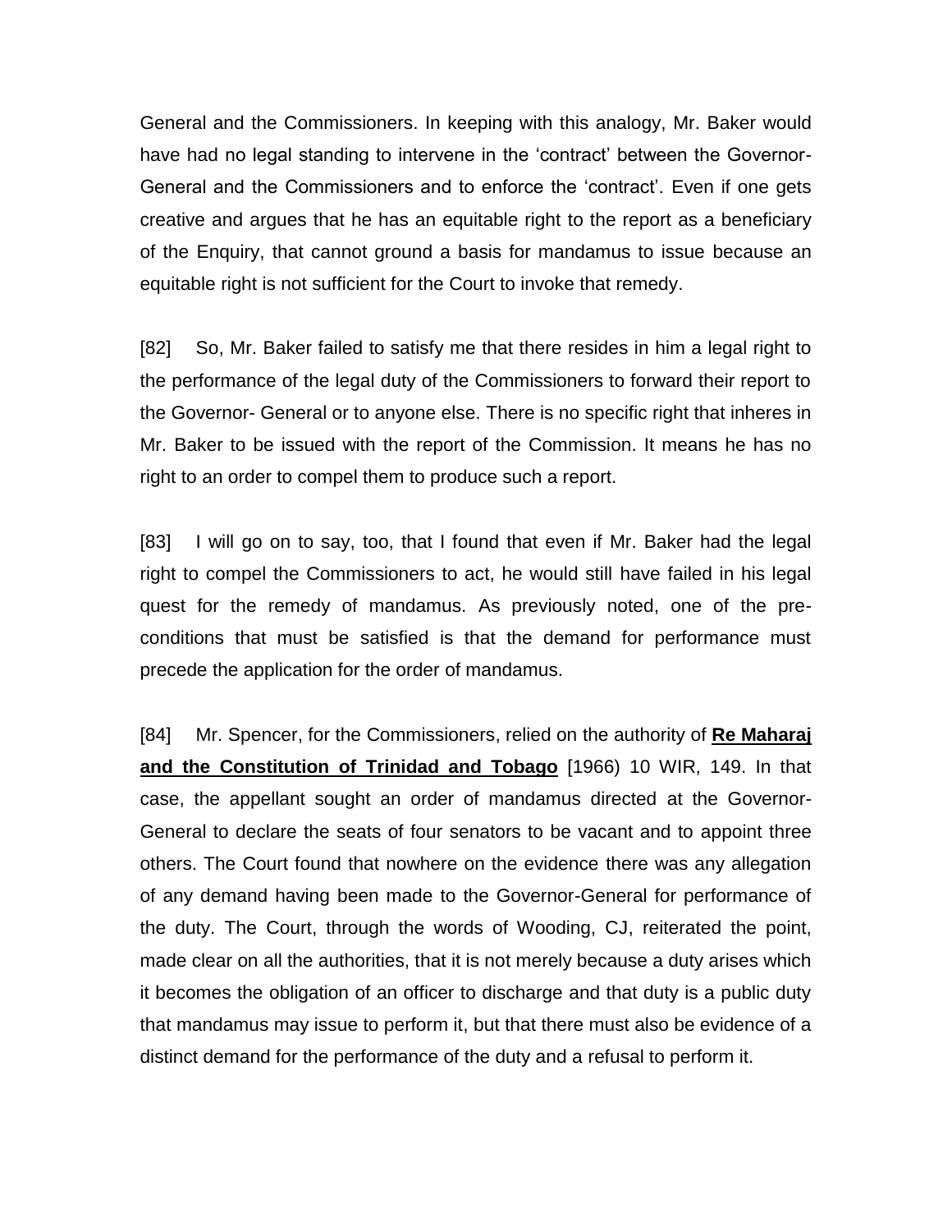General and the Commissioners. In keeping with this analogy, Mr. Baker would have had no legal standing to intervene in the 'contract' between the Governor-General and the Commissioners and to enforce the 'contract'. Even if one gets creative and argues that he has an equitable right to the report as a beneficiary of the Enquiry, that cannot ground a basis for mandamus to issue because an equitable right is not sufficient for the Court to invoke that remedy.

[82] So, Mr. Baker failed to satisfy me that there resides in him a legal right to the performance of the legal duty of the Commissioners to forward their report to the Governor- General or to anyone else. There is no specific right that inheres in Mr. Baker to be issued with the report of the Commission. It means he has no right to an order to compel them to produce such a report.

[83] I will go on to say, too, that I found that even if Mr. Baker had the legal right to compel the Commissioners to act, he would still have failed in his legal quest for the remedy of mandamus. As previously noted, one of the pre-conditions that must be satisfied is that the demand for performance must precede the application for the order of mandamus.

[84] Mr. Spencer, for the Commissioners, relied on the authority of **Re Maharaj and the Constitution of Trinidad and Tobago** [1966) 10 WIR, 149. In that case, the appellant sought an order of mandamus directed at the Governor-General to declare the seats of four senators to be vacant and to appoint three others. The Court found that nowhere on the evidence there was any allegation of any demand having been made to the Governor-General for performance of the duty. The Court, through the words of Wooding, CJ, reiterated the point, made clear on all the authorities, that it is not merely because a duty arises which it becomes the obligation of an officer to discharge and that duty is a public duty that mandamus may issue to perform it, but that there must also be evidence of a distinct demand for the performance of the duty and a refusal to perform it.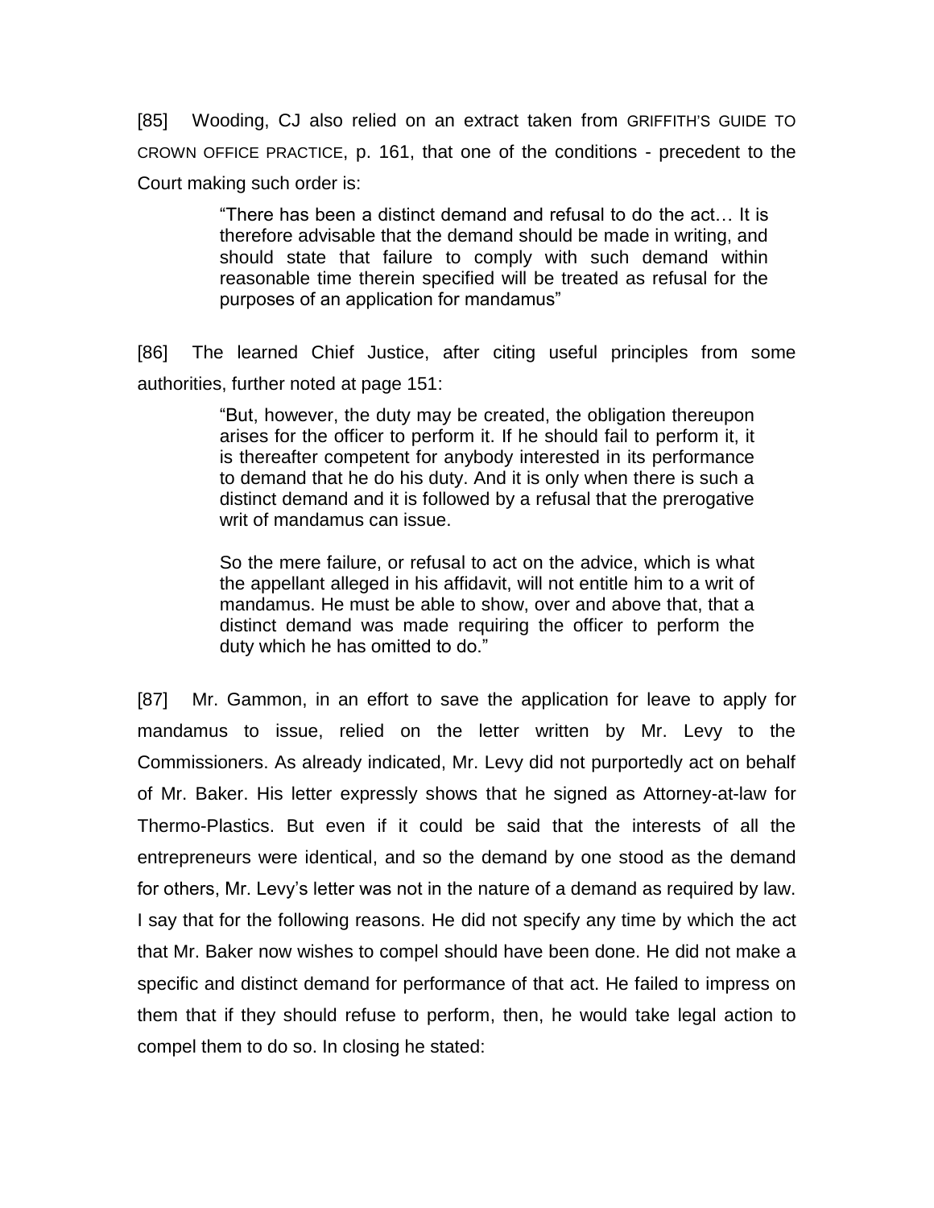[85] Wooding, CJ also relied on an extract taken from GRIFFITH'S GUIDE TO CROWN OFFICE PRACTICE, p. 161, that one of the conditions - precedent to the Court making such order is:

> "There has been a distinct demand and refusal to do the act… It is therefore advisable that the demand should be made in writing, and should state that failure to comply with such demand within reasonable time therein specified will be treated as refusal for the purposes of an application for mandamus"

[86] The learned Chief Justice, after citing useful principles from some authorities, further noted at page 151:

> "But, however, the duty may be created, the obligation thereupon arises for the officer to perform it. If he should fail to perform it, it is thereafter competent for anybody interested in its performance to demand that he do his duty. And it is only when there is such a distinct demand and it is followed by a refusal that the prerogative writ of mandamus can issue.
>
> So the mere failure, or refusal to act on the advice, which is what the appellant alleged in his affidavit, will not entitle him to a writ of mandamus. He must be able to show, over and above that, that a distinct demand was made requiring the officer to perform the duty which he has omitted to do."

[87] Mr. Gammon, in an effort to save the application for leave to apply for mandamus to issue, relied on the letter written by Mr. Levy to the Commissioners. As already indicated, Mr. Levy did not purportedly act on behalf of Mr. Baker. His letter expressly shows that he signed as Attorney-at-law for Thermo-Plastics. But even if it could be said that the interests of all the entrepreneurs were identical, and so the demand by one stood as the demand for others, Mr. Levy's letter was not in the nature of a demand as required by law. I say that for the following reasons. He did not specify any time by which the act that Mr. Baker now wishes to compel should have been done. He did not make a specific and distinct demand for performance of that act. He failed to impress on them that if they should refuse to perform, then, he would take legal action to compel them to do so. In closing he stated: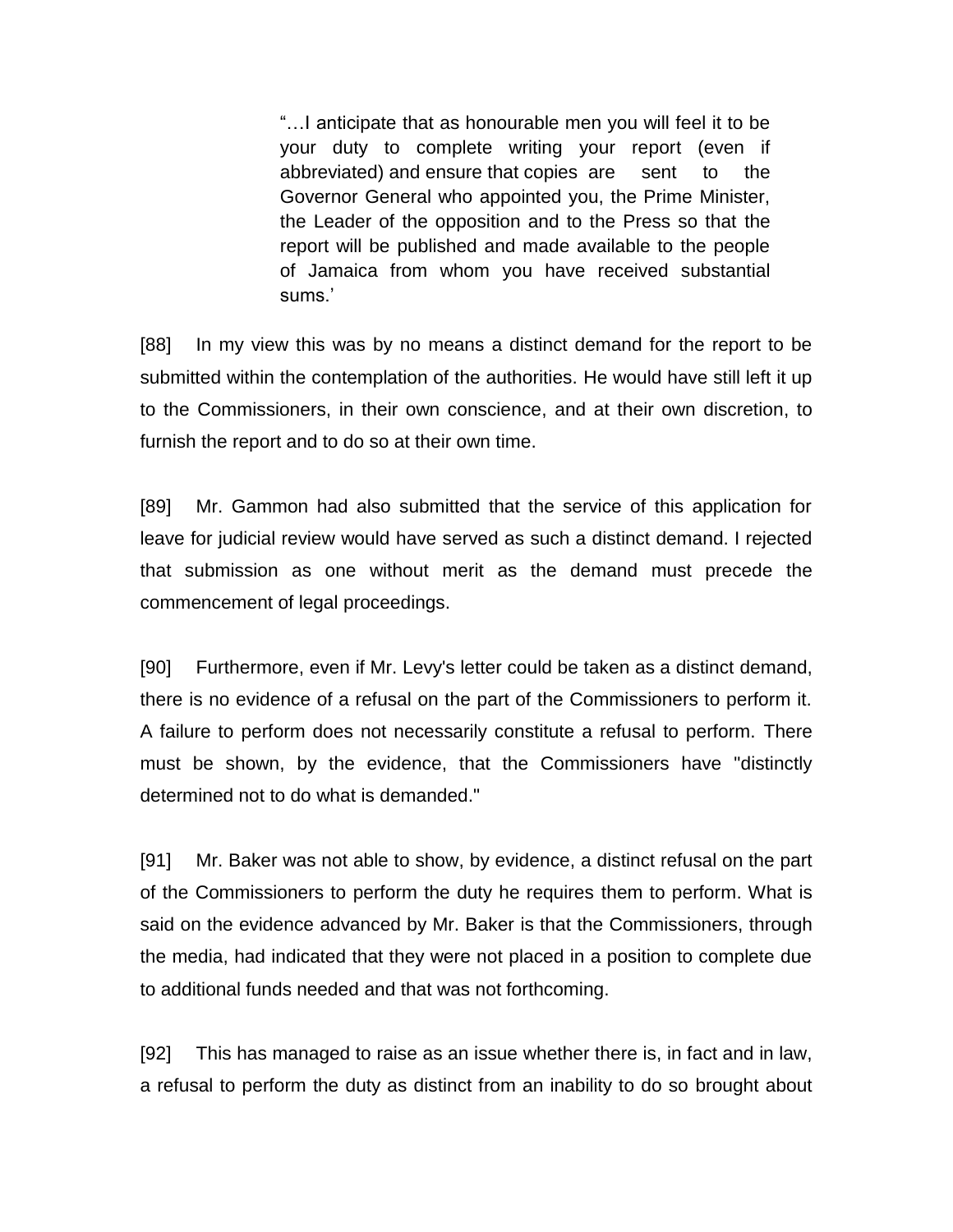> "…I anticipate that as honourable men you will feel it to be your duty to complete writing your report (even if abbreviated) and ensure that copies are sent to the Governor General who appointed you, the Prime Minister, the Leader of the opposition and to the Press so that the report will be published and made available to the people of Jamaica from whom you have received substantial sums.'

[88] In my view this was by no means a distinct demand for the report to be submitted within the contemplation of the authorities. He would have still left it up to the Commissioners, in their own conscience, and at their own discretion, to furnish the report and to do so at their own time.

[89] Mr. Gammon had also submitted that the service of this application for leave for judicial review would have served as such a distinct demand. I rejected that submission as one without merit as the demand must precede the commencement of legal proceedings.

[90] Furthermore, even if Mr. Levy's letter could be taken as a distinct demand, there is no evidence of a refusal on the part of the Commissioners to perform it. A failure to perform does not necessarily constitute a refusal to perform. There must be shown, by the evidence, that the Commissioners have "distinctly determined not to do what is demanded."

[91] Mr. Baker was not able to show, by evidence, a distinct refusal on the part of the Commissioners to perform the duty he requires them to perform. What is said on the evidence advanced by Mr. Baker is that the Commissioners, through the media, had indicated that they were not placed in a position to complete due to additional funds needed and that was not forthcoming.

[92] This has managed to raise as an issue whether there is, in fact and in law, a refusal to perform the duty as distinct from an inability to do so brought about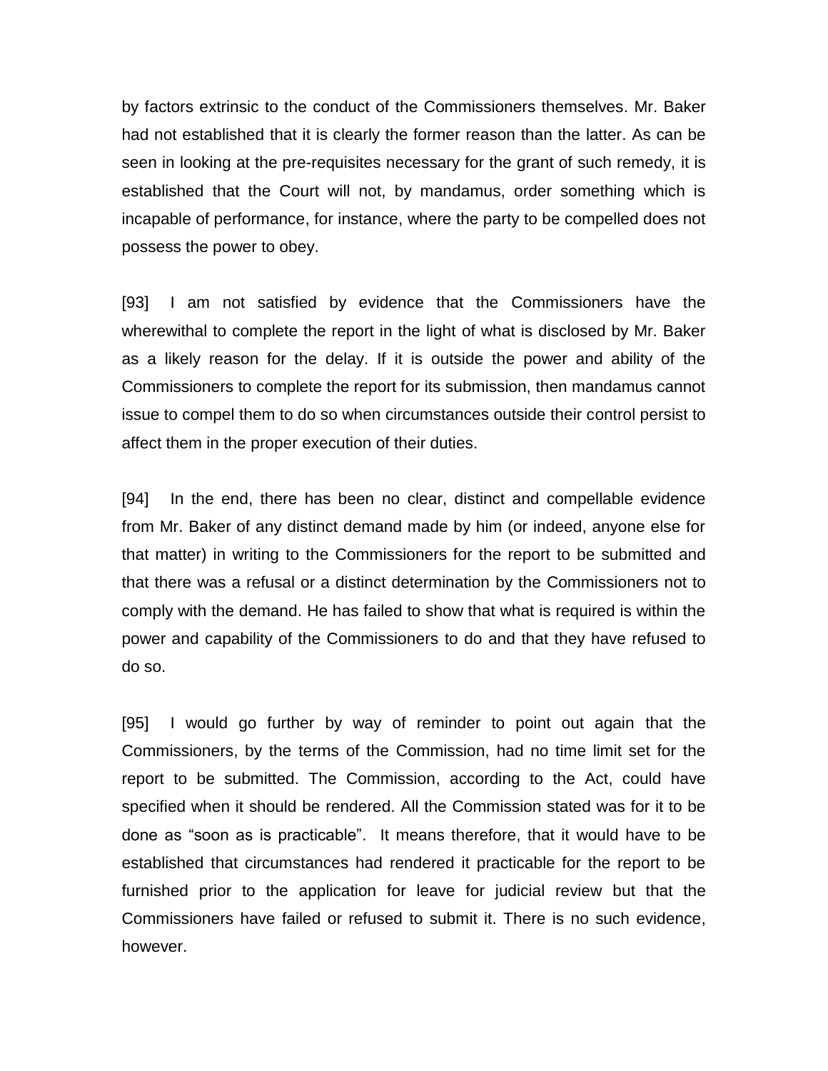by factors extrinsic to the conduct of the Commissioners themselves. Mr. Baker had not established that it is clearly the former reason than the latter. As can be seen in looking at the pre-requisites necessary for the grant of such remedy, it is established that the Court will not, by mandamus, order something which is incapable of performance, for instance, where the party to be compelled does not possess the power to obey.

[93] I am not satisfied by evidence that the Commissioners have the wherewithal to complete the report in the light of what is disclosed by Mr. Baker as a likely reason for the delay. If it is outside the power and ability of the Commissioners to complete the report for its submission, then mandamus cannot issue to compel them to do so when circumstances outside their control persist to affect them in the proper execution of their duties.

[94] In the end, there has been no clear, distinct and compellable evidence from Mr. Baker of any distinct demand made by him (or indeed, anyone else for that matter) in writing to the Commissioners for the report to be submitted and that there was a refusal or a distinct determination by the Commissioners not to comply with the demand. He has failed to show that what is required is within the power and capability of the Commissioners to do and that they have refused to do so.

[95] I would go further by way of reminder to point out again that the Commissioners, by the terms of the Commission, had no time limit set for the report to be submitted. The Commission, according to the Act, could have specified when it should be rendered. All the Commission stated was for it to be done as "soon as is practicable". It means therefore, that it would have to be established that circumstances had rendered it practicable for the report to be furnished prior to the application for leave for judicial review but that the Commissioners have failed or refused to submit it. There is no such evidence, however.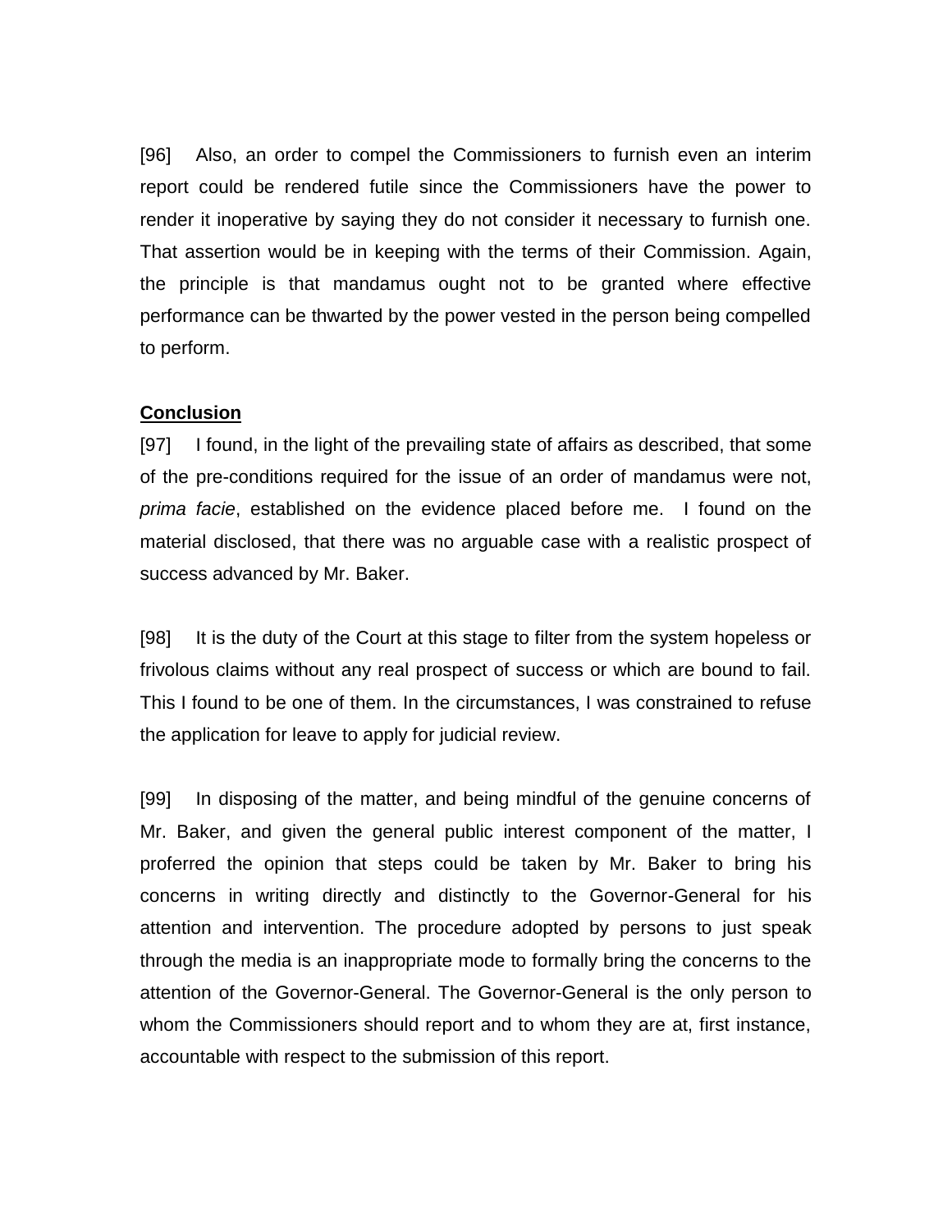[96] Also, an order to compel the Commissioners to furnish even an interim report could be rendered futile since the Commissioners have the power to render it inoperative by saying they do not consider it necessary to furnish one. That assertion would be in keeping with the terms of their Commission. Again, the principle is that mandamus ought not to be granted where effective performance can be thwarted by the power vested in the person being compelled to perform.

**Conclusion**

[97] I found, in the light of the prevailing state of affairs as described, that some of the pre-conditions required for the issue of an order of mandamus were not, *prima facie*, established on the evidence placed before me. I found on the material disclosed, that there was no arguable case with a realistic prospect of success advanced by Mr. Baker.

[98] It is the duty of the Court at this stage to filter from the system hopeless or frivolous claims without any real prospect of success or which are bound to fail. This I found to be one of them. In the circumstances, I was constrained to refuse the application for leave to apply for judicial review.

[99] In disposing of the matter, and being mindful of the genuine concerns of Mr. Baker, and given the general public interest component of the matter, I proferred the opinion that steps could be taken by Mr. Baker to bring his concerns in writing directly and distinctly to the Governor-General for his attention and intervention. The procedure adopted by persons to just speak through the media is an inappropriate mode to formally bring the concerns to the attention of the Governor-General. The Governor-General is the only person to whom the Commissioners should report and to whom they are at, first instance, accountable with respect to the submission of this report.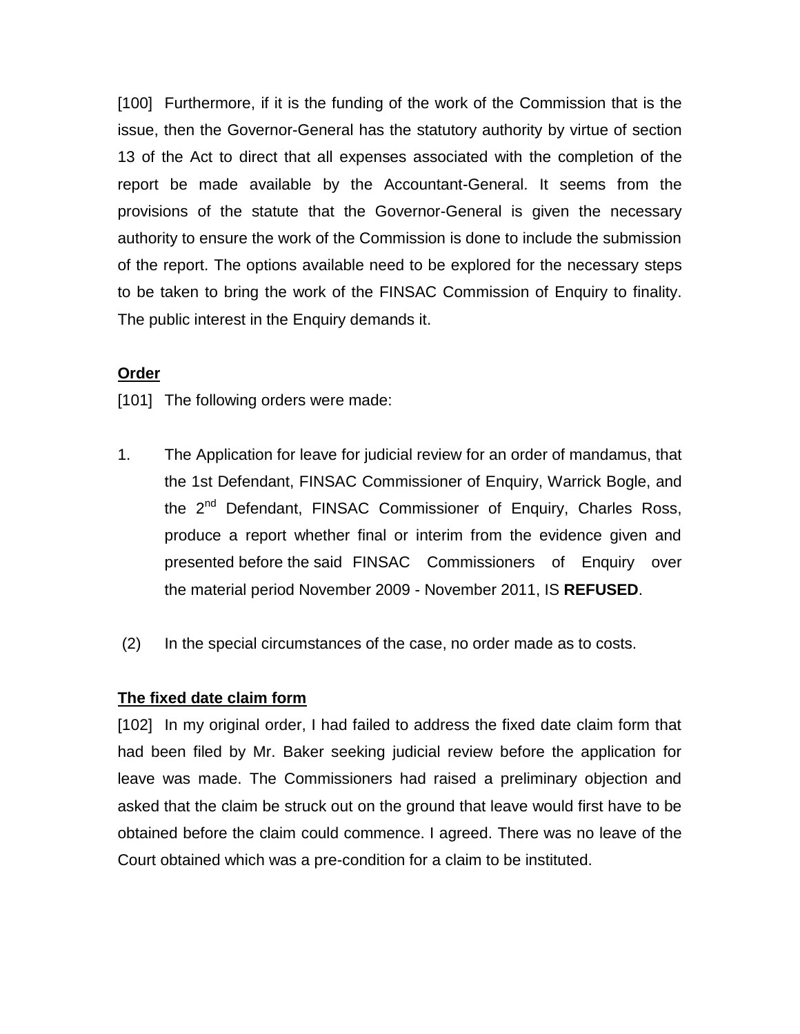[100] Furthermore, if it is the funding of the work of the Commission that is the issue, then the Governor-General has the statutory authority by virtue of section 13 of the Act to direct that all expenses associated with the completion of the report be made available by the Accountant-General. It seems from the provisions of the statute that the Governor-General is given the necessary authority to ensure the work of the Commission is done to include the submission of the report. The options available need to be explored for the necessary steps to be taken to bring the work of the FINSAC Commission of Enquiry to finality. The public interest in the Enquiry demands it.

**<u>Order</u>**

[101] The following orders were made:

1. The Application for leave for judicial review for an order of mandamus, that the 1st Defendant, FINSAC Commissioner of Enquiry, Warrick Bogle, and the 2nd Defendant, FINSAC Commissioner of Enquiry, Charles Ross, produce a report whether final or interim from the evidence given and presented before the said FINSAC Commissioners of Enquiry over the material period November 2009 - November 2011, IS **REFUSED**.

(2) In the special circumstances of the case, no order made as to costs.

**<u>The fixed date claim form</u>**

[102] In my original order, I had failed to address the fixed date claim form that had been filed by Mr. Baker seeking judicial review before the application for leave was made. The Commissioners had raised a preliminary objection and asked that the claim be struck out on the ground that leave would first have to be obtained before the claim could commence. I agreed. There was no leave of the Court obtained which was a pre-condition for a claim to be instituted.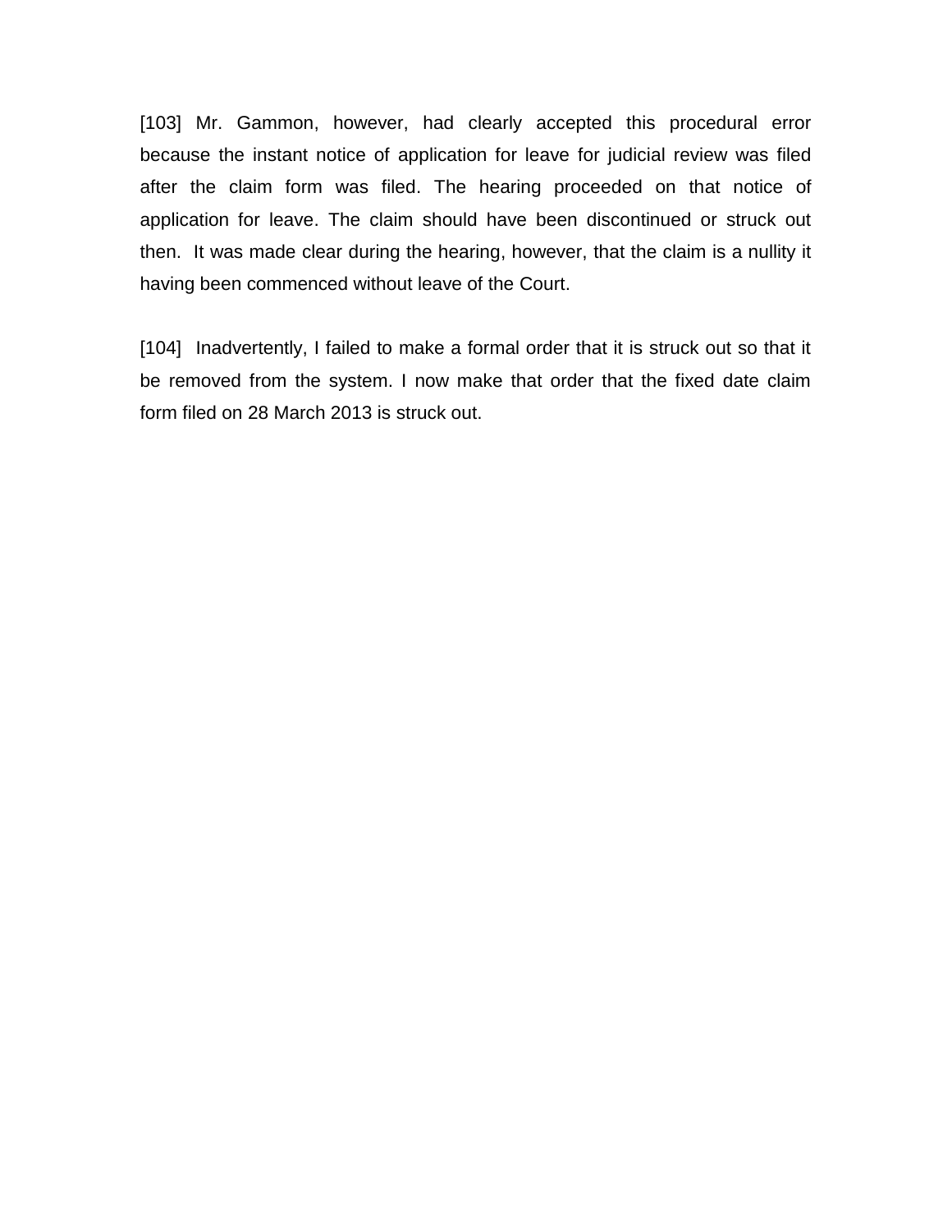[103] Mr. Gammon, however, had clearly accepted this procedural error because the instant notice of application for leave for judicial review was filed after the claim form was filed. The hearing proceeded on that notice of application for leave. The claim should have been discontinued or struck out then. It was made clear during the hearing, however, that the claim is a nullity it having been commenced without leave of the Court.

[104] Inadvertently, I failed to make a formal order that it is struck out so that it be removed from the system. I now make that order that the fixed date claim form filed on 28 March 2013 is struck out.